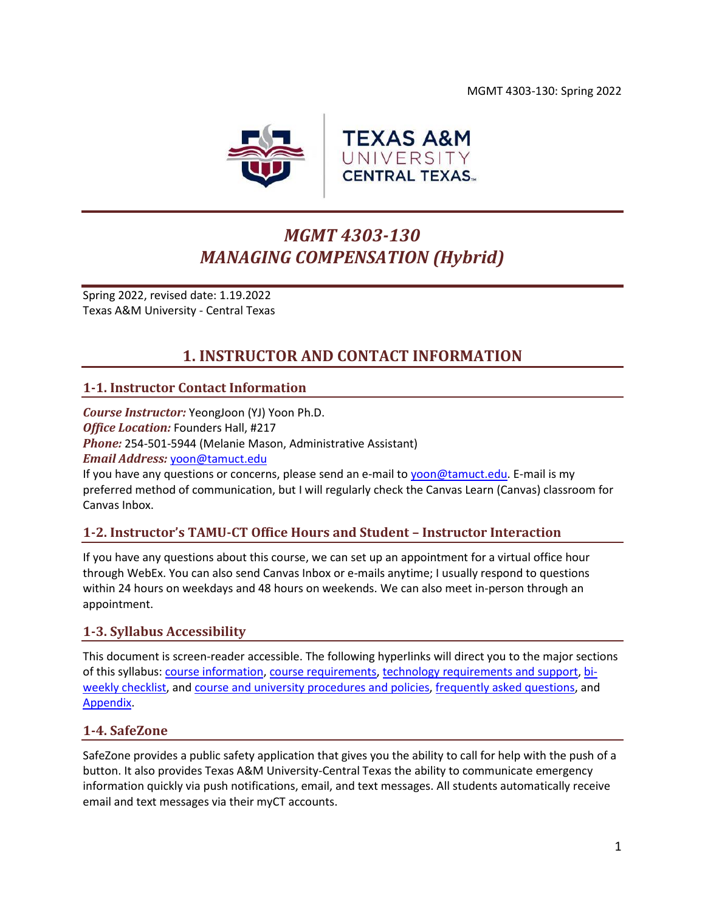# MGMT 4303-130
# MANAGING COMPENSATION (Hybrid)

Spring 2022, revised date: 1.19.2022
Texas A&M University - Central Texas

## 1. INSTRUCTOR AND CONTACT INFORMATION

### 1-1. Instructor Contact Information

***Course Instructor:*** YeongJoon (YJ) Yoon Ph.D.
***Office Location:*** Founders Hall, #217
***Phone:*** 254-501-5944 (Melanie Mason, Administrative Assistant)
***Email Address:*** yoon@tamuct.edu
If you have any questions or concerns, please send an e-mail to yoon@tamuct.edu. E-mail is my preferred method of communication, but I will regularly check the Canvas Learn (Canvas) classroom for Canvas Inbox.

### 1-2. Instructor's TAMU-CT Office Hours and Student – Instructor Interaction

If you have any questions about this course, we can set up an appointment for a virtual office hour through WebEx. You can also send Canvas Inbox or e-mails anytime; I usually respond to questions within 24 hours on weekdays and 48 hours on weekends. We can also meet in-person through an appointment.

### 1-3. Syllabus Accessibility

This document is screen-reader accessible. The following hyperlinks will direct you to the major sections of this syllabus: course information, course requirements, technology requirements and support, bi-weekly checklist, and course and university procedures and policies, frequently asked questions, and Appendix.

### 1-4. SafeZone

SafeZone provides a public safety application that gives you the ability to call for help with the push of a button. It also provides Texas A&M University-Central Texas the ability to communicate emergency information quickly via push notifications, email, and text messages. All students automatically receive email and text messages via their myCT accounts.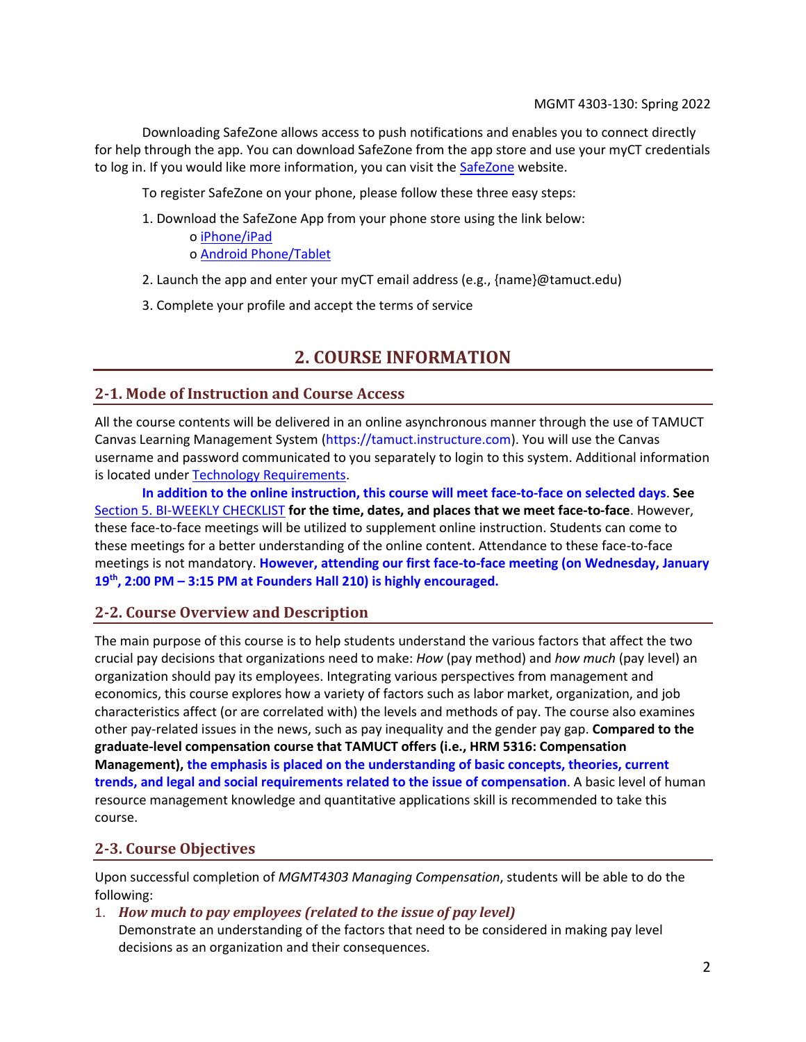Downloading SafeZone allows access to push notifications and enables you to connect directly for help through the app. You can download SafeZone from the app store and use your myCT credentials to log in. If you would like more information, you can visit the SafeZone website.

To register SafeZone on your phone, please follow these three easy steps:

1. Download the SafeZone App from your phone store using the link below:
   - o iPhone/iPad
   - o Android Phone/Tablet
2. Launch the app and enter your myCT email address (e.g., {name}@tamuct.edu)
3. Complete your profile and accept the terms of service

# 2. COURSE INFORMATION

## 2-1. Mode of Instruction and Course Access

All the course contents will be delivered in an online asynchronous manner through the use of TAMUCT Canvas Learning Management System (https://tamuct.instructure.com). You will use the Canvas username and password communicated to you separately to login to this system. Additional information is located under Technology Requirements.

**In addition to the online instruction, this course will meet face-to-face on selected days**. **See** Section 5. BI-WEEKLY CHECKLIST **for the time, dates, and places that we meet face-to-face**. However, these face-to-face meetings will be utilized to supplement online instruction. Students can come to these meetings for a better understanding of the online content. Attendance to these face-to-face meetings is not mandatory. **However, attending our first face-to-face meeting (on Wednesday, January 19th, 2:00 PM – 3:15 PM at Founders Hall 210) is highly encouraged.**

## 2-2. Course Overview and Description

The main purpose of this course is to help students understand the various factors that affect the two crucial pay decisions that organizations need to make: *How* (pay method) and *how much* (pay level) an organization should pay its employees. Integrating various perspectives from management and economics, this course explores how a variety of factors such as labor market, organization, and job characteristics affect (or are correlated with) the levels and methods of pay. The course also examines other pay-related issues in the news, such as pay inequality and the gender pay gap. **Compared to the graduate-level compensation course that TAMUCT offers (i.e., HRM 5316: Compensation Management), the emphasis is placed on the understanding of basic concepts, theories, current trends, and legal and social requirements related to the issue of compensation**. A basic level of human resource management knowledge and quantitative applications skill is recommended to take this course.

## 2-3. Course Objectives

Upon successful completion of *MGMT4303 Managing Compensation*, students will be able to do the following:

1. ***How much to pay employees (related to the issue of pay level)***
   Demonstrate an understanding of the factors that need to be considered in making pay level decisions as an organization and their consequences.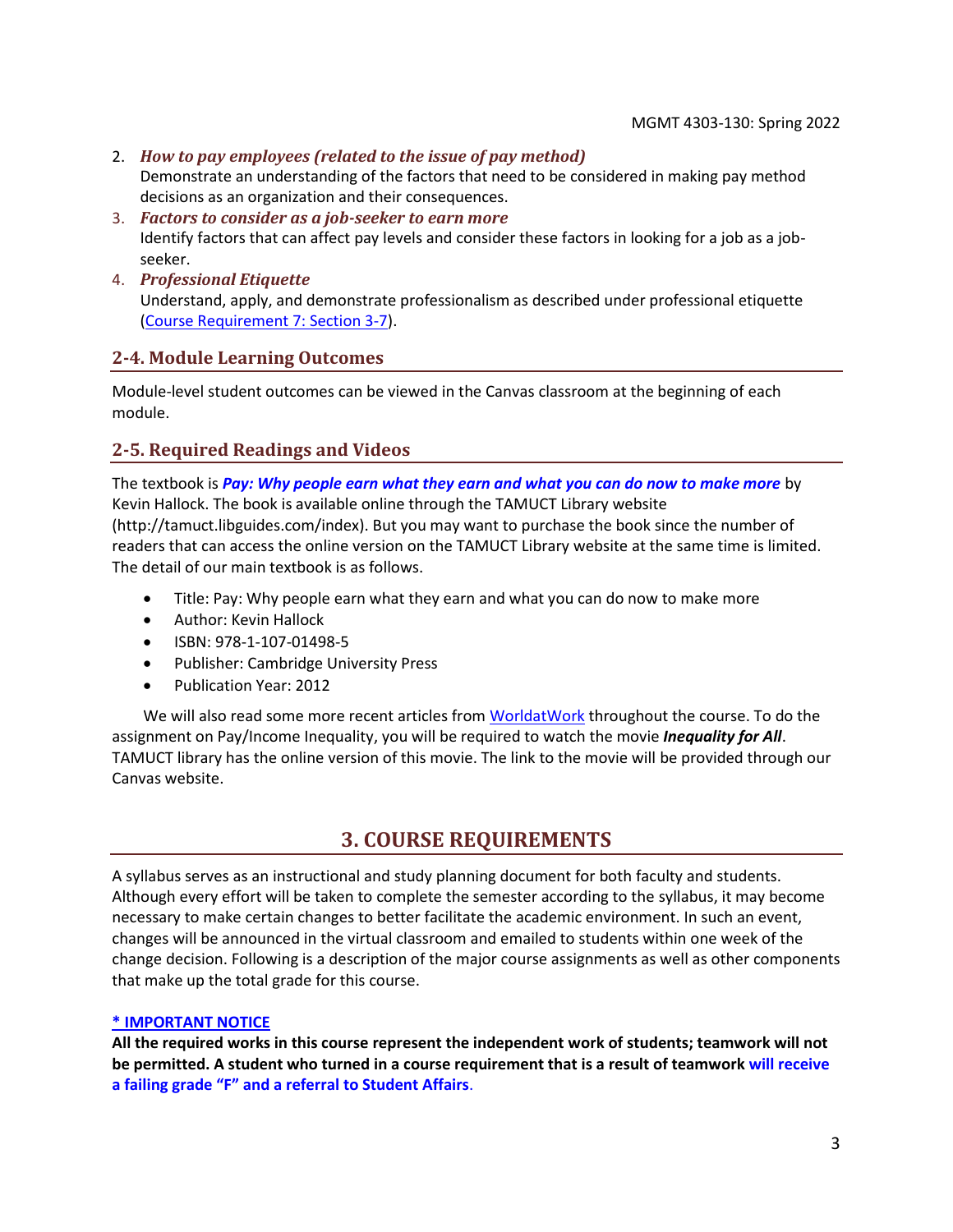2. ***How to pay employees (related to the issue of pay method)***
   Demonstrate an understanding of the factors that need to be considered in making pay method decisions as an organization and their consequences.
3. ***Factors to consider as a job-seeker to earn more***
   Identify factors that can affect pay levels and consider these factors in looking for a job as a job-seeker.
4. ***Professional Etiquette***
   Understand, apply, and demonstrate professionalism as described under professional etiquette (Course Requirement 7: Section 3-7).

### 2-4. Module Learning Outcomes

Module-level student outcomes can be viewed in the Canvas classroom at the beginning of each module.

### 2-5. Required Readings and Videos

The textbook is ***Pay: Why people earn what they earn and what you can do now to make more*** by Kevin Hallock. The book is available online through the TAMUCT Library website (http://tamuct.libguides.com/index). But you may want to purchase the book since the number of readers that can access the online version on the TAMUCT Library website at the same time is limited. The detail of our main textbook is as follows.

- Title: Pay: Why people earn what they earn and what you can do now to make more
- Author: Kevin Hallock
- ISBN: 978-1-107-01498-5
- Publisher: Cambridge University Press
- Publication Year: 2012

We will also read some more recent articles from WorldatWork throughout the course. To do the assignment on Pay/Income Inequality, you will be required to watch the movie ***Inequality for All***. TAMUCT library has the online version of this movie. The link to the movie will be provided through our Canvas website.

## 3. COURSE REQUIREMENTS

A syllabus serves as an instructional and study planning document for both faculty and students. Although every effort will be taken to complete the semester according to the syllabus, it may become necessary to make certain changes to better facilitate the academic environment. In such an event, changes will be announced in the virtual classroom and emailed to students within one week of the change decision. Following is a description of the major course assignments as well as other components that make up the total grade for this course.

**\* IMPORTANT NOTICE**

**All the required works in this course represent the independent work of students; teamwork will not be permitted. A student who turned in a course requirement that is a result of teamwork will receive a failing grade "F" and a referral to Student Affairs.**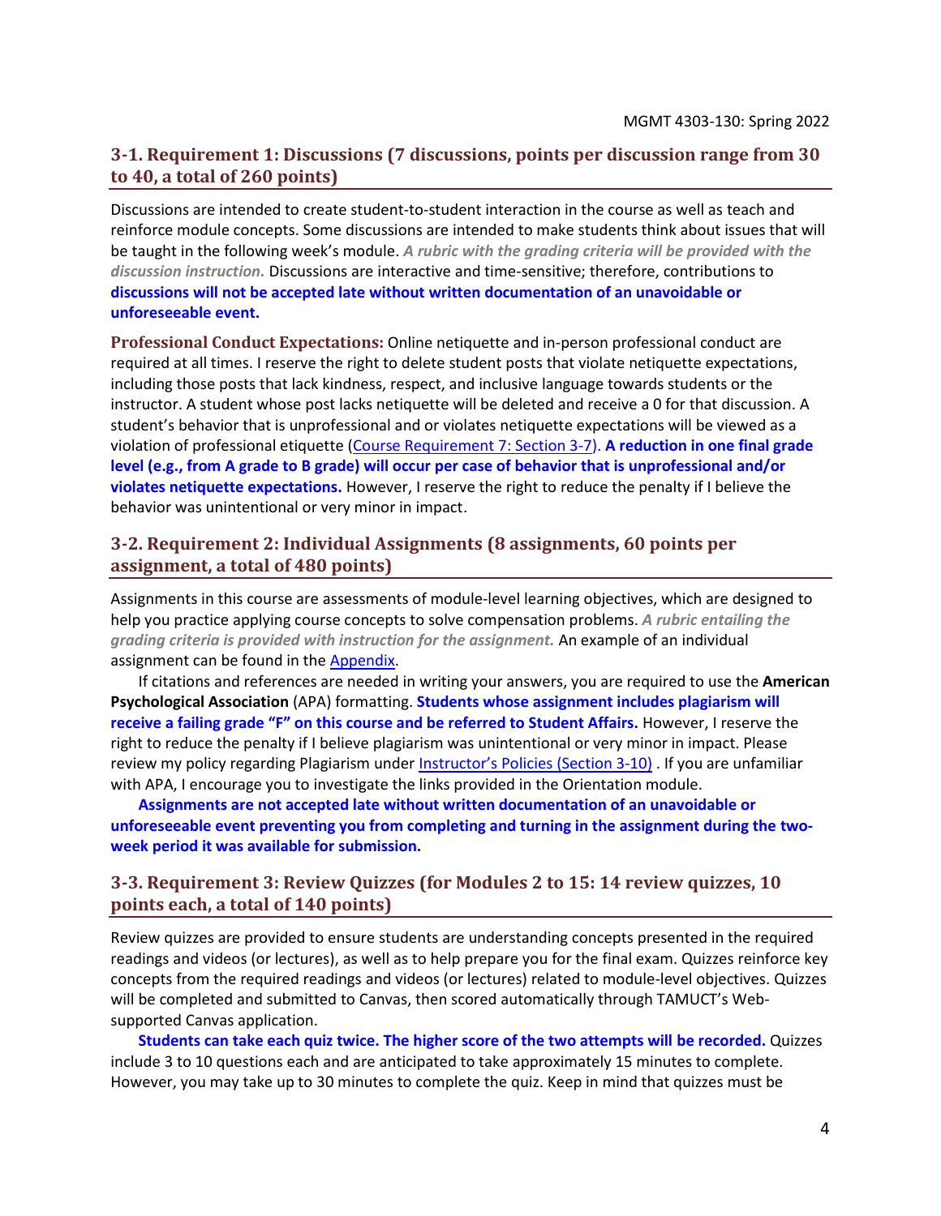### 3-1. Requirement 1: Discussions (7 discussions, points per discussion range from 30 to 40, a total of 260 points)

Discussions are intended to create student-to-student interaction in the course as well as teach and reinforce module concepts. Some discussions are intended to make students think about issues that will be taught in the following week's module. ***A rubric with the grading criteria will be provided with the discussion instruction.*** Discussions are interactive and time-sensitive; therefore, contributions to **discussions will not be accepted late without written documentation of an unavoidable or unforeseeable event.**

**Professional Conduct Expectations:** Online netiquette and in-person professional conduct are required at all times. I reserve the right to delete student posts that violate netiquette expectations, including those posts that lack kindness, respect, and inclusive language towards students or the instructor. A student whose post lacks netiquette will be deleted and receive a 0 for that discussion. A student's behavior that is unprofessional and or violates netiquette expectations will be viewed as a violation of professional etiquette (Course Requirement 7: Section 3-7). **A reduction in one final grade level (e.g., from A grade to B grade) will occur per case of behavior that is unprofessional and/or violates netiquette expectations.** However, I reserve the right to reduce the penalty if I believe the behavior was unintentional or very minor in impact.

### 3-2. Requirement 2: Individual Assignments (8 assignments, 60 points per assignment, a total of 480 points)

Assignments in this course are assessments of module-level learning objectives, which are designed to help you practice applying course concepts to solve compensation problems. ***A rubric entailing the grading criteria is provided with instruction for the assignment.*** An example of an individual assignment can be found in the Appendix.

If citations and references are needed in writing your answers, you are required to use the **American Psychological Association** (APA) formatting. **Students whose assignment includes plagiarism will receive a failing grade "F" on this course and be referred to Student Affairs.** However, I reserve the right to reduce the penalty if I believe plagiarism was unintentional or very minor in impact. Please review my policy regarding Plagiarism under Instructor's Policies (Section 3-10) . If you are unfamiliar with APA, I encourage you to investigate the links provided in the Orientation module.

**Assignments are not accepted late without written documentation of an unavoidable or unforeseeable event preventing you from completing and turning in the assignment during the two-week period it was available for submission.**

### 3-3. Requirement 3: Review Quizzes (for Modules 2 to 15: 14 review quizzes, 10 points each, a total of 140 points)

Review quizzes are provided to ensure students are understanding concepts presented in the required readings and videos (or lectures), as well as to help prepare you for the final exam. Quizzes reinforce key concepts from the required readings and videos (or lectures) related to module-level objectives. Quizzes will be completed and submitted to Canvas, then scored automatically through TAMUCT's Web-supported Canvas application.

**Students can take each quiz twice. The higher score of the two attempts will be recorded.** Quizzes include 3 to 10 questions each and are anticipated to take approximately 15 minutes to complete. However, you may take up to 30 minutes to complete the quiz. Keep in mind that quizzes must be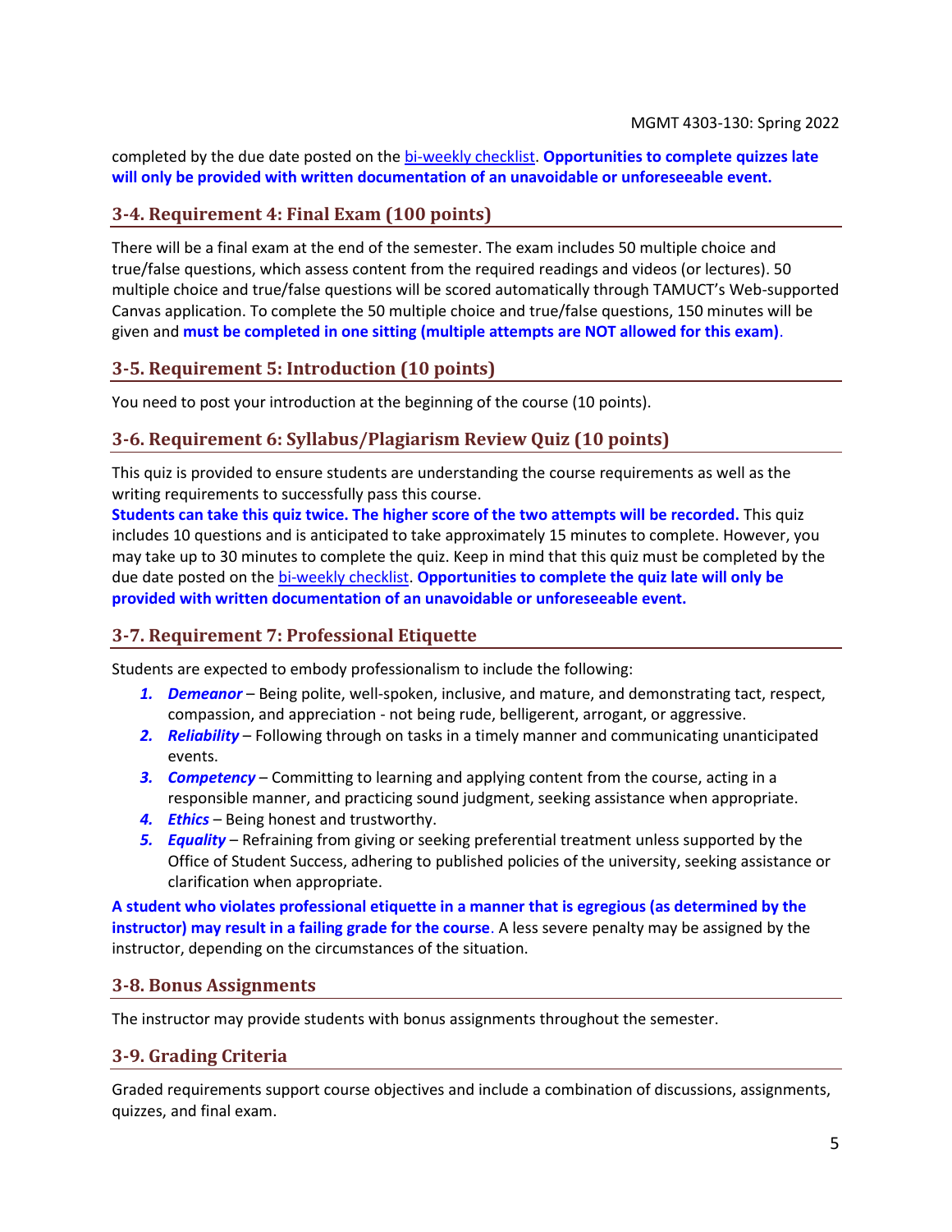completed by the due date posted on the bi-weekly checklist. **Opportunities to complete quizzes late will only be provided with written documentation of an unavoidable or unforeseeable event.**

## 3-4. Requirement 4: Final Exam (100 points)

There will be a final exam at the end of the semester. The exam includes 50 multiple choice and true/false questions, which assess content from the required readings and videos (or lectures). 50 multiple choice and true/false questions will be scored automatically through TAMUCT's Web-supported Canvas application. To complete the 50 multiple choice and true/false questions, 150 minutes will be given and **must be completed in one sitting (multiple attempts are NOT allowed for this exam)**.

## 3-5. Requirement 5: Introduction (10 points)

You need to post your introduction at the beginning of the course (10 points).

## 3-6. Requirement 6: Syllabus/Plagiarism Review Quiz (10 points)

This quiz is provided to ensure students are understanding the course requirements as well as the writing requirements to successfully pass this course.
**Students can take this quiz twice. The higher score of the two attempts will be recorded.** This quiz includes 10 questions and is anticipated to take approximately 15 minutes to complete. However, you may take up to 30 minutes to complete the quiz. Keep in mind that this quiz must be completed by the due date posted on the bi-weekly checklist. **Opportunities to complete the quiz late will only be provided with written documentation of an unavoidable or unforeseeable event.**

## 3-7. Requirement 7: Professional Etiquette

Students are expected to embody professionalism to include the following:

1. ***Demeanor*** – Being polite, well-spoken, inclusive, and mature, and demonstrating tact, respect, compassion, and appreciation - not being rude, belligerent, arrogant, or aggressive.
2. ***Reliability*** – Following through on tasks in a timely manner and communicating unanticipated events.
3. ***Competency*** – Committing to learning and applying content from the course, acting in a responsible manner, and practicing sound judgment, seeking assistance when appropriate.
4. ***Ethics*** – Being honest and trustworthy.
5. ***Equality*** – Refraining from giving or seeking preferential treatment unless supported by the Office of Student Success, adhering to published policies of the university, seeking assistance or clarification when appropriate.

**A student who violates professional etiquette in a manner that is egregious (as determined by the instructor) may result in a failing grade for the course**. A less severe penalty may be assigned by the instructor, depending on the circumstances of the situation.

## 3-8. Bonus Assignments

The instructor may provide students with bonus assignments throughout the semester.

## 3-9. Grading Criteria

Graded requirements support course objectives and include a combination of discussions, assignments, quizzes, and final exam.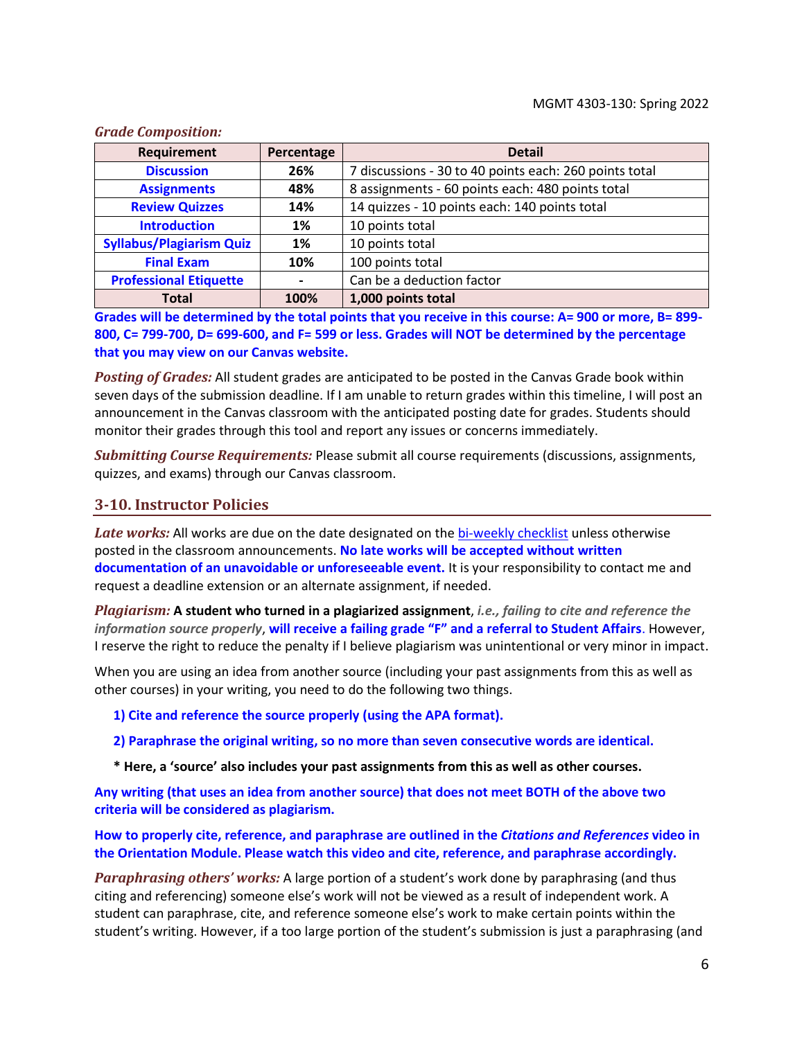***Grade Composition:***

| Requirement | Percentage | Detail |
|---|---|---|
| **Discussion** | **26%** | 7 discussions - 30 to 40 points each: 260 points total |
| **Assignments** | **48%** | 8 assignments - 60 points each: 480 points total |
| **Review Quizzes** | **14%** | 14 quizzes - 10 points each: 140 points total |
| **Introduction** | **1%** | 10 points total |
| **Syllabus/Plagiarism Quiz** | **1%** | 10 points total |
| **Final Exam** | **10%** | 100 points total |
| **Professional Etiquette** | **-** | Can be a deduction factor |
| **Total** | **100%** | **1,000 points total** |

**Grades will be determined by the total points that you receive in this course: A= 900 or more, B= 899-800, C= 799-700, D= 699-600, and F= 599 or less. Grades will NOT be determined by the percentage that you may view on our Canvas website.**

***Posting of Grades:*** All student grades are anticipated to be posted in the Canvas Grade book within seven days of the submission deadline. If I am unable to return grades within this timeline, I will post an announcement in the Canvas classroom with the anticipated posting date for grades. Students should monitor their grades through this tool and report any issues or concerns immediately.

***Submitting Course Requirements:*** Please submit all course requirements (discussions, assignments, quizzes, and exams) through our Canvas classroom.

## 3-10. Instructor Policies

***Late works:*** All works are due on the date designated on the bi-weekly checklist unless otherwise posted in the classroom announcements. **No late works will be accepted without written documentation of an unavoidable or unforeseeable event.** It is your responsibility to contact me and request a deadline extension or an alternate assignment, if needed.

***Plagiarism:*** **A student who turned in a plagiarized assignment**, ***i.e., failing to cite and reference the information source properly***, **will receive a failing grade "F" and a referral to Student Affairs**. However, I reserve the right to reduce the penalty if I believe plagiarism was unintentional or very minor in impact.

When you are using an idea from another source (including your past assignments from this as well as other courses) in your writing, you need to do the following two things.

**1) Cite and reference the source properly (using the APA format).**

**2) Paraphrase the original writing, so no more than seven consecutive words are identical.**

**\* Here, a 'source' also includes your past assignments from this as well as other courses.**

**Any writing (that uses an idea from another source) that does not meet BOTH of the above two criteria will be considered as plagiarism.**

**How to properly cite, reference, and paraphrase are outlined in the *Citations and References* video in the Orientation Module. Please watch this video and cite, reference, and paraphrase accordingly.**

***Paraphrasing others' works:*** A large portion of a student's work done by paraphrasing (and thus citing and referencing) someone else's work will not be viewed as a result of independent work. A student can paraphrase, cite, and reference someone else's work to make certain points within the student's writing. However, if a too large portion of the student's submission is just a paraphrasing (and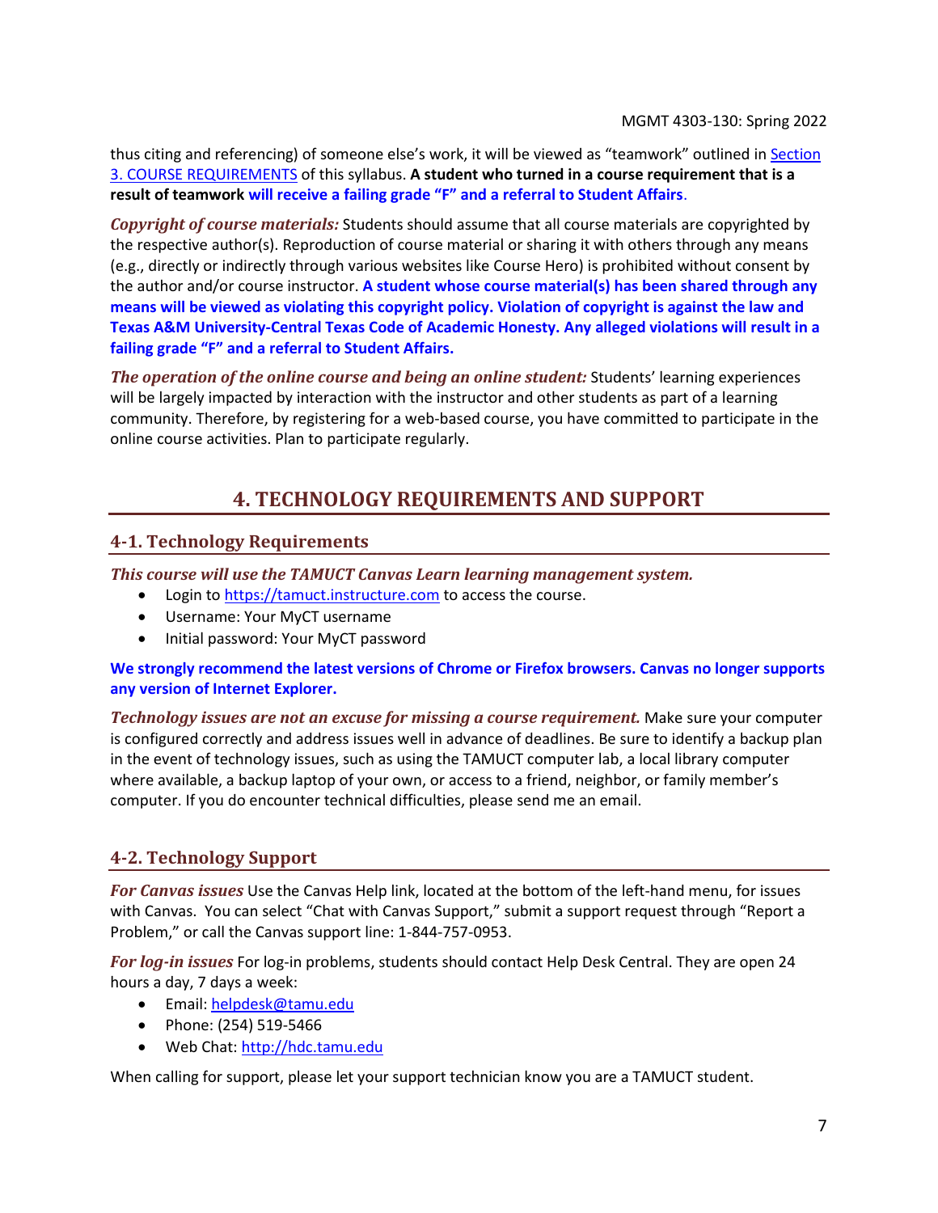thus citing and referencing) of someone else's work, it will be viewed as "teamwork" outlined in [Section 3. COURSE REQUIREMENTS]() of this syllabus. **A student who turned in a course requirement that is a result of teamwork will receive a failing grade "F" and a referral to Student Affairs**.

***Copyright of course materials:*** Students should assume that all course materials are copyrighted by the respective author(s). Reproduction of course material or sharing it with others through any means (e.g., directly or indirectly through various websites like Course Hero) is prohibited without consent by the author and/or course instructor. **A student whose course material(s) has been shared through any means will be viewed as violating this copyright policy. Violation of copyright is against the law and Texas A&M University-Central Texas Code of Academic Honesty. Any alleged violations will result in a failing grade "F" and a referral to Student Affairs.**

***The operation of the online course and being an online student:*** Students' learning experiences will be largely impacted by interaction with the instructor and other students as part of a learning community. Therefore, by registering for a web-based course, you have committed to participate in the online course activities. Plan to participate regularly.

# 4. TECHNOLOGY REQUIREMENTS AND SUPPORT

## 4-1. Technology Requirements

***This course will use the TAMUCT Canvas Learn learning management system.***

- Login to [https://tamuct.instructure.com](https://tamuct.instructure.com) to access the course.
- Username: Your MyCT username
- Initial password: Your MyCT password

**We strongly recommend the latest versions of Chrome or Firefox browsers. Canvas no longer supports any version of Internet Explorer.**

***Technology issues are not an excuse for missing a course requirement.*** Make sure your computer is configured correctly and address issues well in advance of deadlines. Be sure to identify a backup plan in the event of technology issues, such as using the TAMUCT computer lab, a local library computer where available, a backup laptop of your own, or access to a friend, neighbor, or family member's computer. If you do encounter technical difficulties, please send me an email.

## 4-2. Technology Support

***For Canvas issues*** Use the Canvas Help link, located at the bottom of the left-hand menu, for issues with Canvas. You can select "Chat with Canvas Support," submit a support request through "Report a Problem," or call the Canvas support line: 1-844-757-0953.

***For log-in issues*** For log-in problems, students should contact Help Desk Central. They are open 24 hours a day, 7 days a week:

- Email: [helpdesk@tamu.edu](mailto:helpdesk@tamu.edu)
- Phone: (254) 519-5466
- Web Chat: [http://hdc.tamu.edu](http://hdc.tamu.edu)

When calling for support, please let your support technician know you are a TAMUCT student.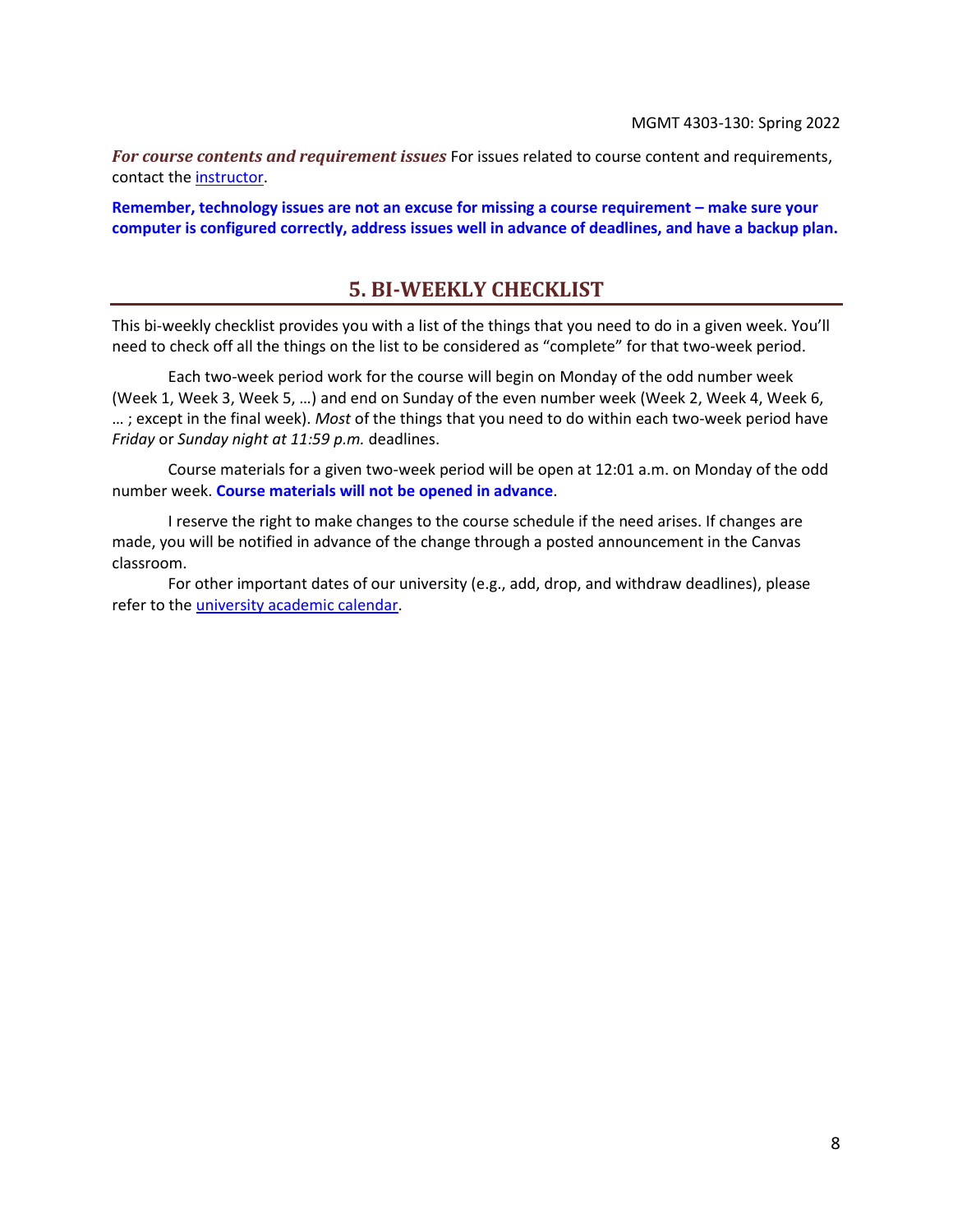***For course contents and requirement issues*** For issues related to course content and requirements, contact the instructor.

**Remember, technology issues are not an excuse for missing a course requirement – make sure your computer is configured correctly, address issues well in advance of deadlines, and have a backup plan.**

## 5. BI-WEEKLY CHECKLIST

This bi-weekly checklist provides you with a list of the things that you need to do in a given week. You'll need to check off all the things on the list to be considered as "complete" for that two-week period.

Each two-week period work for the course will begin on Monday of the odd number week (Week 1, Week 3, Week 5, …) and end on Sunday of the even number week (Week 2, Week 4, Week 6, … ; except in the final week). *Most* of the things that you need to do within each two-week period have *Friday* or *Sunday night at 11:59 p.m.* deadlines.

Course materials for a given two-week period will be open at 12:01 a.m. on Monday of the odd number week. **Course materials will not be opened in advance**.

I reserve the right to make changes to the course schedule if the need arises. If changes are made, you will be notified in advance of the change through a posted announcement in the Canvas classroom.

For other important dates of our university (e.g., add, drop, and withdraw deadlines), please refer to the university academic calendar.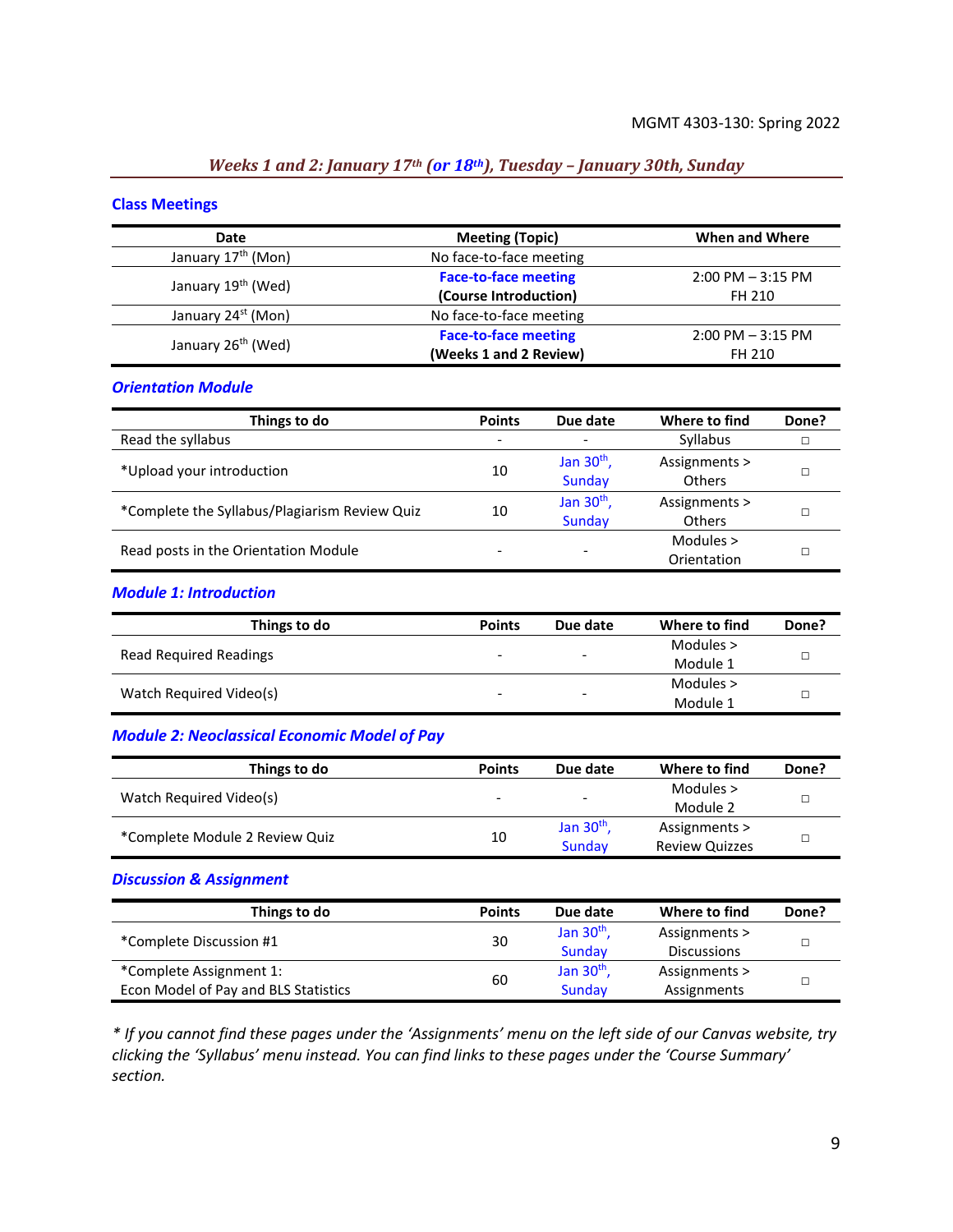## *Weeks 1 and 2: January 17th (or 18th), Tuesday – January 30th, Sunday*

### Class Meetings

| Date | Meeting (Topic) | When and Where |
|---|---|---|
| January 17th (Mon) | No face-to-face meeting | |
| January 19th (Wed) | **Face-to-face meeting** **(Course Introduction)** | 2:00 PM – 3:15 PM FH 210 |
| January 24st (Mon) | No face-to-face meeting | |
| January 26th (Wed) | **Face-to-face meeting** **(Weeks 1 and 2 Review)** | 2:00 PM – 3:15 PM FH 210 |

### *Orientation Module*

| Things to do | Points | Due date | Where to find | Done? |
|---|---|---|---|---|
| Read the syllabus | - | - | Syllabus | □ |
| *Upload your introduction | 10 | Jan 30th, Sunday | Assignments > Others | □ |
| *Complete the Syllabus/Plagiarism Review Quiz | 10 | Jan 30th, Sunday | Assignments > Others | □ |
| Read posts in the Orientation Module | - | - | Modules > Orientation | □ |

### *Module 1: Introduction*

| Things to do | Points | Due date | Where to find | Done? |
|---|---|---|---|---|
| Read Required Readings | - | - | Modules > Module 1 | □ |
| Watch Required Video(s) | - | - | Modules > Module 1 | □ |

### *Module 2: Neoclassical Economic Model of Pay*

| Things to do | Points | Due date | Where to find | Done? |
|---|---|---|---|---|
| Watch Required Video(s) | - | - | Modules > Module 2 | □ |
| *Complete Module 2 Review Quiz | 10 | Jan 30th, Sunday | Assignments > Review Quizzes | □ |

### *Discussion & Assignment*

| Things to do | Points | Due date | Where to find | Done? |
|---|---|---|---|---|
| *Complete Discussion #1 | 30 | Jan 30th, Sunday | Assignments > Discussions | □ |
| *Complete Assignment 1: Econ Model of Pay and BLS Statistics | 60 | Jan 30th, Sunday | Assignments > Assignments | □ |

*\* If you cannot find these pages under the 'Assignments' menu on the left side of our Canvas website, try clicking the 'Syllabus' menu instead. You can find links to these pages under the 'Course Summary' section.*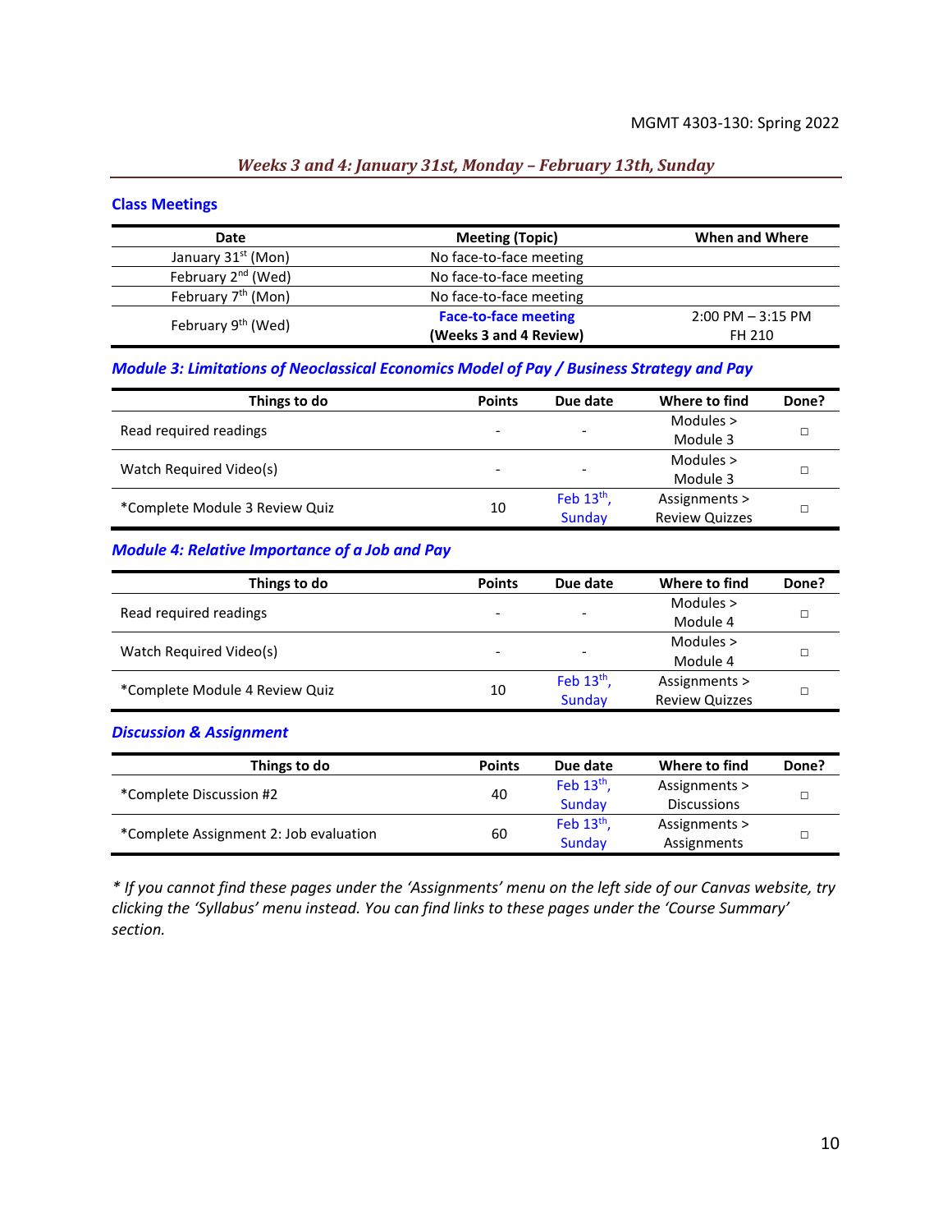## Weeks 3 and 4: January 31st, Monday – February 13th, Sunday

### Class Meetings

| Date | Meeting (Topic) | When and Where |
|---|---|---|
| January 31st (Mon) | No face-to-face meeting | |
| February 2nd (Wed) | No face-to-face meeting | |
| February 7th (Mon) | No face-to-face meeting | |
| February 9th (Wed) | **Face-to-face meeting (Weeks 3 and 4 Review)** | 2:00 PM – 3:15 PM FH 210 |

### Module 3: Limitations of Neoclassical Economics Model of Pay / Business Strategy and Pay

| Things to do | Points | Due date | Where to find | Done? |
|---|---|---|---|---|
| Read required readings | - | - | Modules > Module 3 | □ |
| Watch Required Video(s) | - | - | Modules > Module 3 | □ |
| *Complete Module 3 Review Quiz | 10 | Feb 13th, Sunday | Assignments > Review Quizzes | □ |

### Module 4: Relative Importance of a Job and Pay

| Things to do | Points | Due date | Where to find | Done? |
|---|---|---|---|---|
| Read required readings | - | - | Modules > Module 4 | □ |
| Watch Required Video(s) | - | - | Modules > Module 4 | □ |
| *Complete Module 4 Review Quiz | 10 | Feb 13th, Sunday | Assignments > Review Quizzes | □ |

### Discussion & Assignment

| Things to do | Points | Due date | Where to find | Done? |
|---|---|---|---|---|
| *Complete Discussion #2 | 40 | Feb 13th, Sunday | Assignments > Discussions | □ |
| *Complete Assignment 2: Job evaluation | 60 | Feb 13th, Sunday | Assignments > Assignments | □ |

*\* If you cannot find these pages under the 'Assignments' menu on the left side of our Canvas website, try clicking the 'Syllabus' menu instead. You can find links to these pages under the 'Course Summary' section.*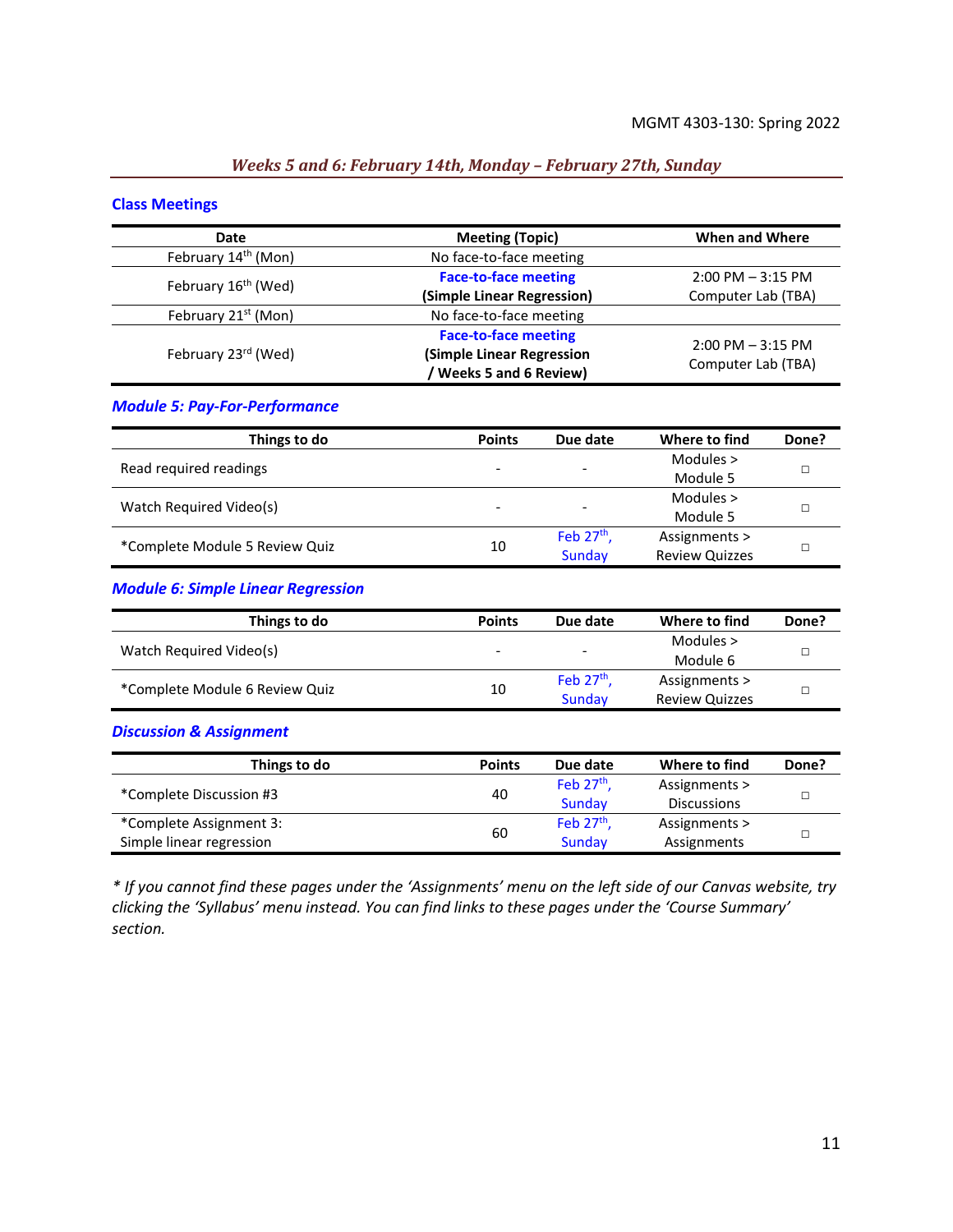### *Weeks 5 and 6: February 14th, Monday – February 27th, Sunday*

## Class Meetings

| Date | Meeting (Topic) | When and Where |
|---|---|---|
| February 14th (Mon) | No face-to-face meeting | |
| February 16th (Wed) | **Face-to-face meeting** **(Simple Linear Regression)** | 2:00 PM – 3:15 PM Computer Lab (TBA) |
| February 21st (Mon) | No face-to-face meeting | |
| February 23rd (Wed) | **Face-to-face meeting** **(Simple Linear Regression / Weeks 5 and 6 Review)** | 2:00 PM – 3:15 PM Computer Lab (TBA) |

## *Module 5: Pay-For-Performance*

| Things to do | Points | Due date | Where to find | Done? |
|---|---|---|---|---|
| Read required readings | - | - | Modules > Module 5 | □ |
| Watch Required Video(s) | - | - | Modules > Module 5 | □ |
| *Complete Module 5 Review Quiz | 10 | Feb 27th, Sunday | Assignments > Review Quizzes | □ |

## *Module 6: Simple Linear Regression*

| Things to do | Points | Due date | Where to find | Done? |
|---|---|---|---|---|
| Watch Required Video(s) | - | - | Modules > Module 6 | □ |
| *Complete Module 6 Review Quiz | 10 | Feb 27th, Sunday | Assignments > Review Quizzes | □ |

## *Discussion & Assignment*

| Things to do | Points | Due date | Where to find | Done? |
|---|---|---|---|---|
| *Complete Discussion #3 | 40 | Feb 27th, Sunday | Assignments > Discussions | □ |
| *Complete Assignment 3: Simple linear regression | 60 | Feb 27th, Sunday | Assignments > Assignments | □ |

*\* If you cannot find these pages under the 'Assignments' menu on the left side of our Canvas website, try clicking the 'Syllabus' menu instead. You can find links to these pages under the 'Course Summary' section.*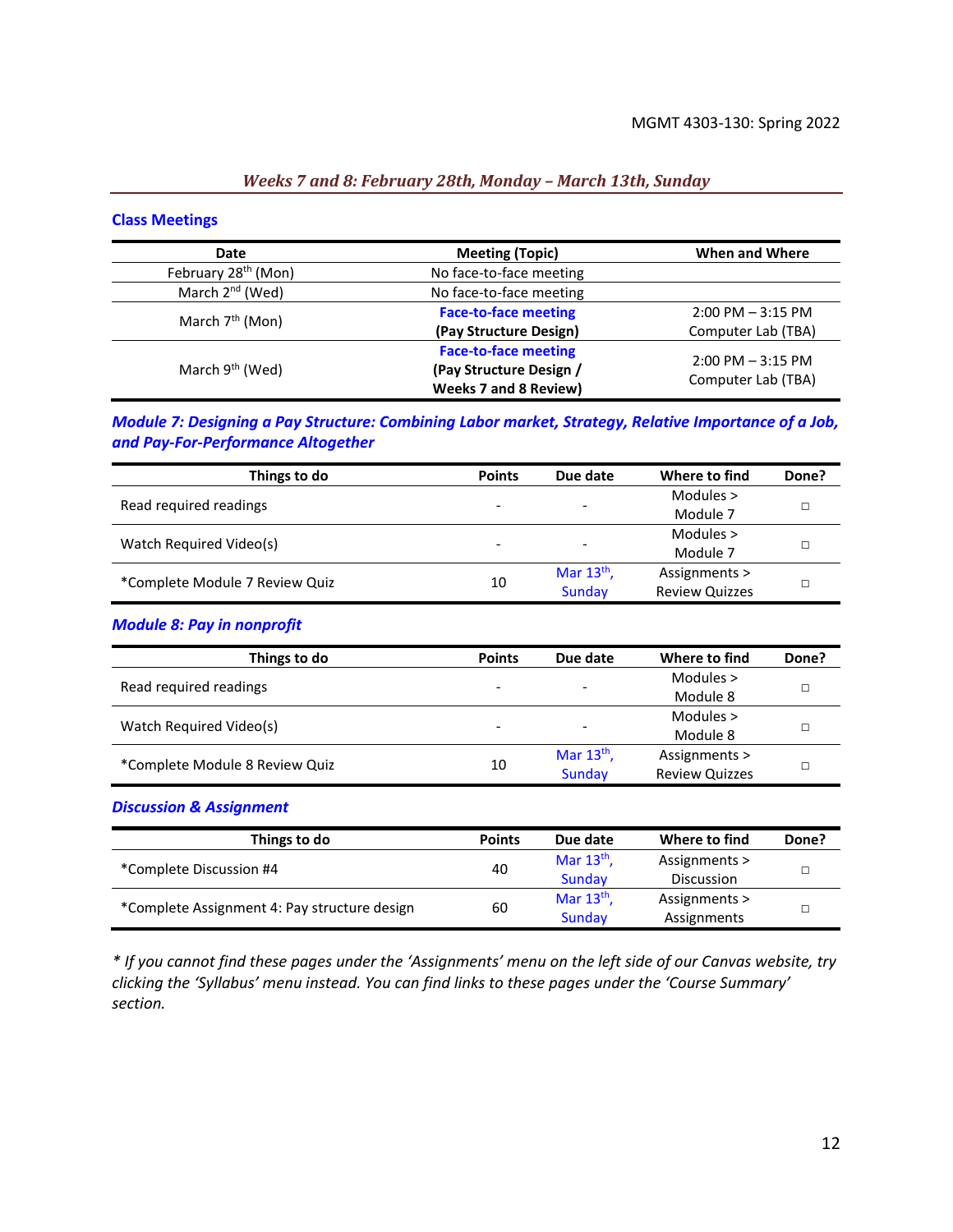## *Weeks 7 and 8: February 28th, Monday – March 13th, Sunday*

### Class Meetings

| Date | Meeting (Topic) | When and Where |
|---|---|---|
| February 28th (Mon) | No face-to-face meeting | |
| March 2nd (Wed) | No face-to-face meeting | |
| March 7th (Mon) | Face-to-face meeting **(Pay Structure Design)** | 2:00 PM – 3:15 PM Computer Lab (TBA) |
| March 9th (Wed) | Face-to-face meeting **(Pay Structure Design / Weeks 7 and 8 Review)** | 2:00 PM – 3:15 PM Computer Lab (TBA) |

### *Module 7: Designing a Pay Structure: Combining Labor market, Strategy, Relative Importance of a Job, and Pay-For-Performance Altogether*

| Things to do | Points | Due date | Where to find | Done? |
|---|---|---|---|---|
| Read required readings | - | - | Modules > Module 7 | ☐ |
| Watch Required Video(s) | - | - | Modules > Module 7 | ☐ |
| *Complete Module 7 Review Quiz | 10 | Mar 13th, Sunday | Assignments > Review Quizzes | ☐ |

### *Module 8: Pay in nonprofit*

| Things to do | Points | Due date | Where to find | Done? |
|---|---|---|---|---|
| Read required readings | - | - | Modules > Module 8 | ☐ |
| Watch Required Video(s) | - | - | Modules > Module 8 | ☐ |
| *Complete Module 8 Review Quiz | 10 | Mar 13th, Sunday | Assignments > Review Quizzes | ☐ |

### *Discussion & Assignment*

| Things to do | Points | Due date | Where to find | Done? |
|---|---|---|---|---|
| *Complete Discussion #4 | 40 | Mar 13th, Sunday | Assignments > Discussion | ☐ |
| *Complete Assignment 4: Pay structure design | 60 | Mar 13th, Sunday | Assignments > Assignments | ☐ |

*\* If you cannot find these pages under the 'Assignments' menu on the left side of our Canvas website, try clicking the 'Syllabus' menu instead. You can find links to these pages under the 'Course Summary' section.*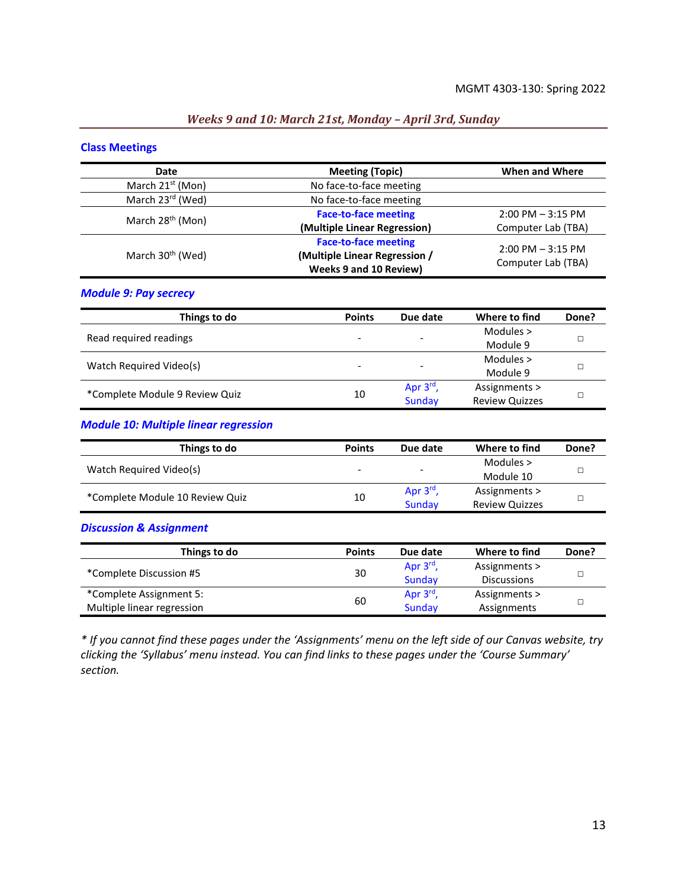## *Weeks 9 and 10: March 21st, Monday – April 3rd, Sunday*

### Class Meetings

| Date | Meeting (Topic) | When and Where |
|---|---|---|
| March 21st (Mon) | No face-to-face meeting | |
| March 23rd (Wed) | No face-to-face meeting | |
| March 28th (Mon) | **Face-to-face meeting** **(Multiple Linear Regression)** | 2:00 PM – 3:15 PM Computer Lab (TBA) |
| March 30th (Wed) | **Face-to-face meeting** **(Multiple Linear Regression / Weeks 9 and 10 Review)** | 2:00 PM – 3:15 PM Computer Lab (TBA) |

### *Module 9: Pay secrecy*

| Things to do | Points | Due date | Where to find | Done? |
|---|---|---|---|---|
| Read required readings | - | - | Modules > Module 9 | □ |
| Watch Required Video(s) | - | - | Modules > Module 9 | □ |
| *Complete Module 9 Review Quiz | 10 | Apr 3rd, Sunday | Assignments > Review Quizzes | □ |

### *Module 10: Multiple linear regression*

| Things to do | Points | Due date | Where to find | Done? |
|---|---|---|---|---|
| Watch Required Video(s) | - | - | Modules > Module 10 | □ |
| *Complete Module 10 Review Quiz | 10 | Apr 3rd, Sunday | Assignments > Review Quizzes | □ |

### *Discussion & Assignment*

| Things to do | Points | Due date | Where to find | Done? |
|---|---|---|---|---|
| *Complete Discussion #5 | 30 | Apr 3rd, Sunday | Assignments > Discussions | □ |
| *Complete Assignment 5: Multiple linear regression | 60 | Apr 3rd, Sunday | Assignments > Assignments | □ |

*\* If you cannot find these pages under the 'Assignments' menu on the left side of our Canvas website, try clicking the 'Syllabus' menu instead. You can find links to these pages under the 'Course Summary' section.*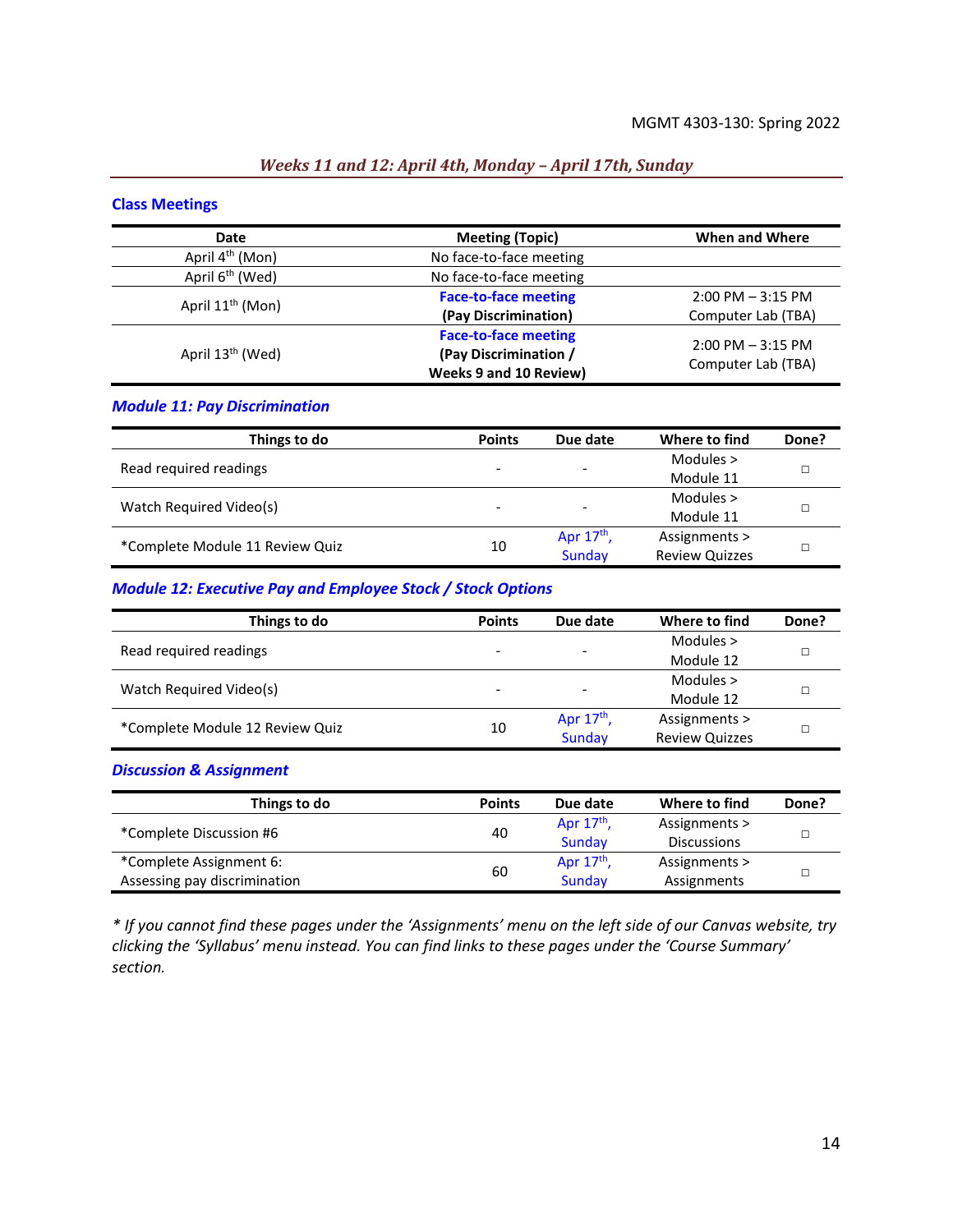## *Weeks 11 and 12: April 4th, Monday – April 17th, Sunday*

### Class Meetings

| Date | Meeting (Topic) | When and Where |
|---|---|---|
| April 4th (Mon) | No face-to-face meeting | |
| April 6th (Wed) | No face-to-face meeting | |
| April 11th (Mon) | Face-to-face meeting **(Pay Discrimination)** | 2:00 PM – 3:15 PM Computer Lab (TBA) |
| April 13th (Wed) | Face-to-face meeting **(Pay Discrimination / Weeks 9 and 10 Review)** | 2:00 PM – 3:15 PM Computer Lab (TBA) |

### *Module 11: Pay Discrimination*

| Things to do | Points | Due date | Where to find | Done? |
|---|---|---|---|---|
| Read required readings | - | - | Modules > Module 11 | □ |
| Watch Required Video(s) | - | - | Modules > Module 11 | □ |
| *Complete Module 11 Review Quiz | 10 | Apr 17th, Sunday | Assignments > Review Quizzes | □ |

### *Module 12: Executive Pay and Employee Stock / Stock Options*

| Things to do | Points | Due date | Where to find | Done? |
|---|---|---|---|---|
| Read required readings | - | - | Modules > Module 12 | □ |
| Watch Required Video(s) | - | - | Modules > Module 12 | □ |
| *Complete Module 12 Review Quiz | 10 | Apr 17th, Sunday | Assignments > Review Quizzes | □ |

### *Discussion & Assignment*

| Things to do | Points | Due date | Where to find | Done? |
|---|---|---|---|---|
| *Complete Discussion #6 | 40 | Apr 17th, Sunday | Assignments > Discussions | □ |
| *Complete Assignment 6: Assessing pay discrimination | 60 | Apr 17th, Sunday | Assignments > Assignments | □ |

*\* If you cannot find these pages under the 'Assignments' menu on the left side of our Canvas website, try clicking the 'Syllabus' menu instead. You can find links to these pages under the 'Course Summary' section.*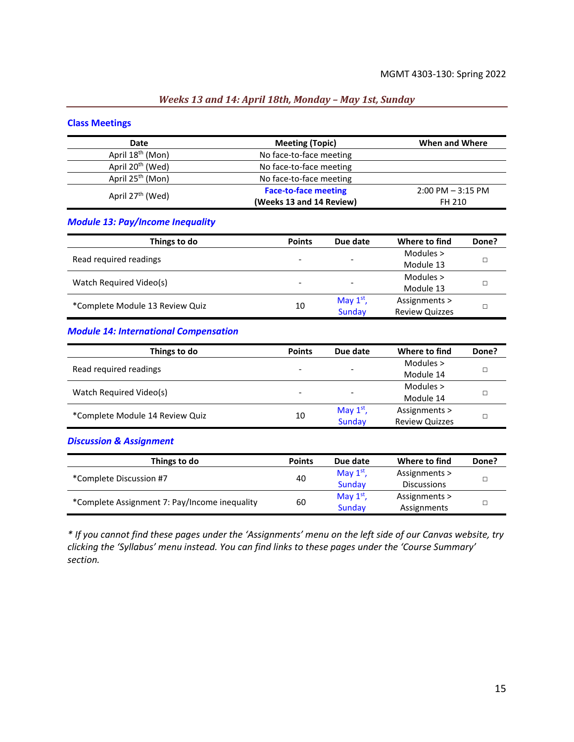## *Weeks 13 and 14: April 18th, Monday – May 1st, Sunday*

### Class Meetings

| Date | Meeting (Topic) | When and Where |
|---|---|---|
| April 18th (Mon) | No face-to-face meeting | |
| April 20th (Wed) | No face-to-face meeting | |
| April 25th (Mon) | No face-to-face meeting | |
| April 27th (Wed) | **Face-to-face meeting** **(Weeks 13 and 14 Review)** | 2:00 PM – 3:15 PM FH 210 |

### *Module 13: Pay/Income Inequality*

| Things to do | Points | Due date | Where to find | Done? |
|---|---|---|---|---|
| Read required readings | - | - | Modules > Module 13 | □ |
| Watch Required Video(s) | - | - | Modules > Module 13 | □ |
| *Complete Module 13 Review Quiz | 10 | May 1st, Sunday | Assignments > Review Quizzes | □ |

### *Module 14: International Compensation*

| Things to do | Points | Due date | Where to find | Done? |
|---|---|---|---|---|
| Read required readings | - | - | Modules > Module 14 | □ |
| Watch Required Video(s) | - | - | Modules > Module 14 | □ |
| *Complete Module 14 Review Quiz | 10 | May 1st, Sunday | Assignments > Review Quizzes | □ |

### *Discussion & Assignment*

| Things to do | Points | Due date | Where to find | Done? |
|---|---|---|---|---|
| *Complete Discussion #7 | 40 | May 1st, Sunday | Assignments > Discussions | □ |
| *Complete Assignment 7: Pay/Income inequality | 60 | May 1st, Sunday | Assignments > Assignments | □ |

*\* If you cannot find these pages under the 'Assignments' menu on the left side of our Canvas website, try clicking the 'Syllabus' menu instead. You can find links to these pages under the 'Course Summary' section.*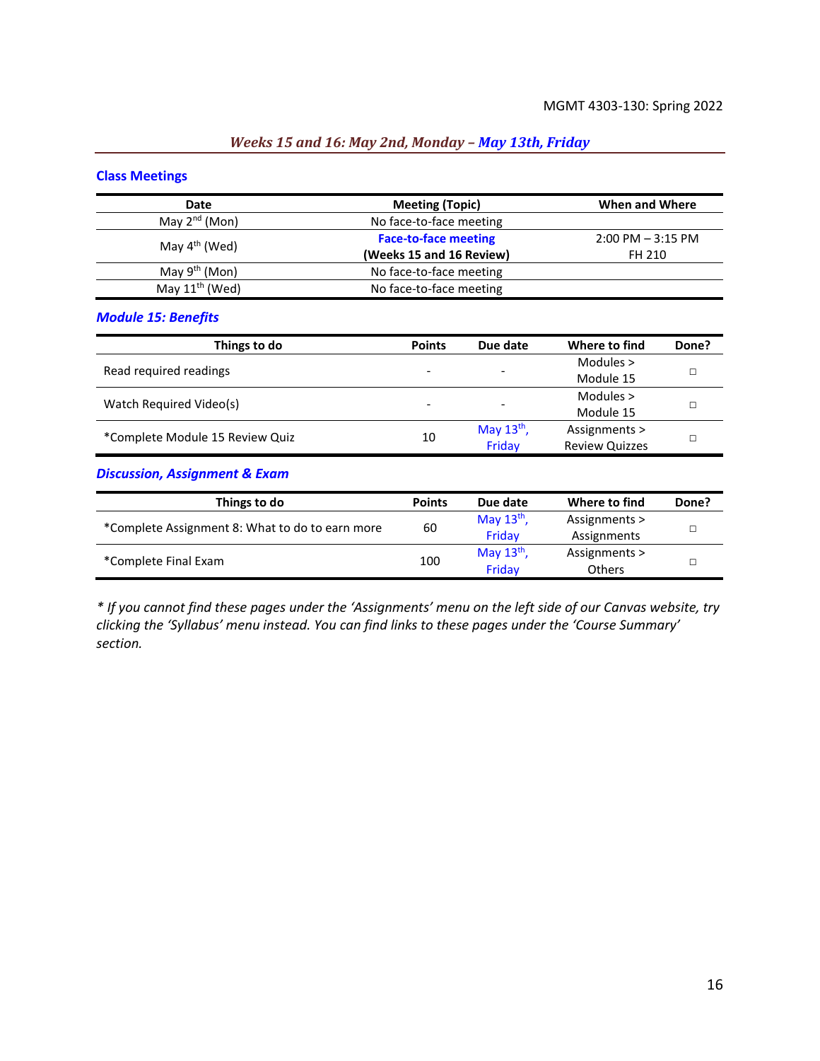## *Weeks 15 and 16: May 2nd, Monday – May 13th, Friday*

### Class Meetings

| Date | Meeting (Topic) | When and Where |
|---|---|---|
| May 2nd (Mon) | No face-to-face meeting | |
| May 4th (Wed) | **Face-to-face meeting** **(Weeks 15 and 16 Review)** | 2:00 PM – 3:15 PM FH 210 |
| May 9th (Mon) | No face-to-face meeting | |
| May 11th (Wed) | No face-to-face meeting | |

### *Module 15: Benefits*

| Things to do | Points | Due date | Where to find | Done? |
|---|---|---|---|---|
| Read required readings | - | - | Modules > Module 15 | □ |
| Watch Required Video(s) | - | - | Modules > Module 15 | □ |
| *Complete Module 15 Review Quiz | 10 | May 13th, Friday | Assignments > Review Quizzes | □ |

### *Discussion, Assignment & Exam*

| Things to do | Points | Due date | Where to find | Done? |
|---|---|---|---|---|
| *Complete Assignment 8: What to do to earn more | 60 | May 13th, Friday | Assignments > Assignments | □ |
| *Complete Final Exam | 100 | May 13th, Friday | Assignments > Others | □ |

*\* If you cannot find these pages under the 'Assignments' menu on the left side of our Canvas website, try clicking the 'Syllabus' menu instead. You can find links to these pages under the 'Course Summary' section.*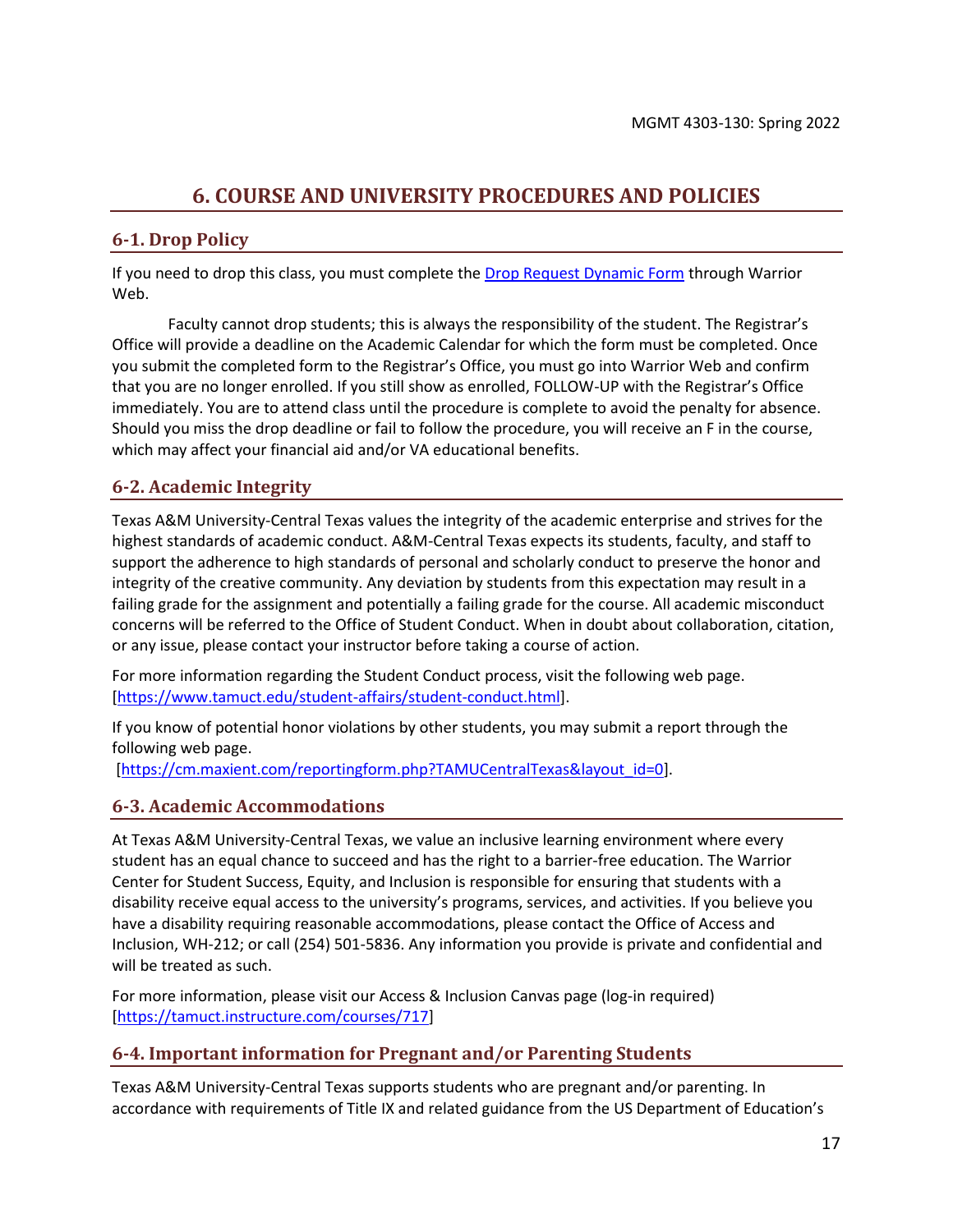# 6. COURSE AND UNIVERSITY PROCEDURES AND POLICIES

## 6-1. Drop Policy

If you need to drop this class, you must complete the [Drop Request Dynamic Form] through Warrior Web.

Faculty cannot drop students; this is always the responsibility of the student. The Registrar's Office will provide a deadline on the Academic Calendar for which the form must be completed. Once you submit the completed form to the Registrar's Office, you must go into Warrior Web and confirm that you are no longer enrolled. If you still show as enrolled, FOLLOW-UP with the Registrar's Office immediately. You are to attend class until the procedure is complete to avoid the penalty for absence. Should you miss the drop deadline or fail to follow the procedure, you will receive an F in the course, which may affect your financial aid and/or VA educational benefits.

## 6-2. Academic Integrity

Texas A&M University-Central Texas values the integrity of the academic enterprise and strives for the highest standards of academic conduct. A&M-Central Texas expects its students, faculty, and staff to support the adherence to high standards of personal and scholarly conduct to preserve the honor and integrity of the creative community. Any deviation by students from this expectation may result in a failing grade for the assignment and potentially a failing grade for the course. All academic misconduct concerns will be referred to the Office of Student Conduct. When in doubt about collaboration, citation, or any issue, please contact your instructor before taking a course of action.

For more information regarding the Student Conduct process, visit the following web page. [https://www.tamuct.edu/student-affairs/student-conduct.html].

If you know of potential honor violations by other students, you may submit a report through the following web page.
[https://cm.maxient.com/reportingform.php?TAMUCentralTexas&layout_id=0].

## 6-3. Academic Accommodations

At Texas A&M University-Central Texas, we value an inclusive learning environment where every student has an equal chance to succeed and has the right to a barrier-free education. The Warrior Center for Student Success, Equity, and Inclusion is responsible for ensuring that students with a disability receive equal access to the university's programs, services, and activities. If you believe you have a disability requiring reasonable accommodations, please contact the Office of Access and Inclusion, WH-212; or call (254) 501-5836. Any information you provide is private and confidential and will be treated as such.

For more information, please visit our Access & Inclusion Canvas page (log-in required) [https://tamuct.instructure.com/courses/717]

## 6-4. Important information for Pregnant and/or Parenting Students

Texas A&M University-Central Texas supports students who are pregnant and/or parenting. In accordance with requirements of Title IX and related guidance from the US Department of Education's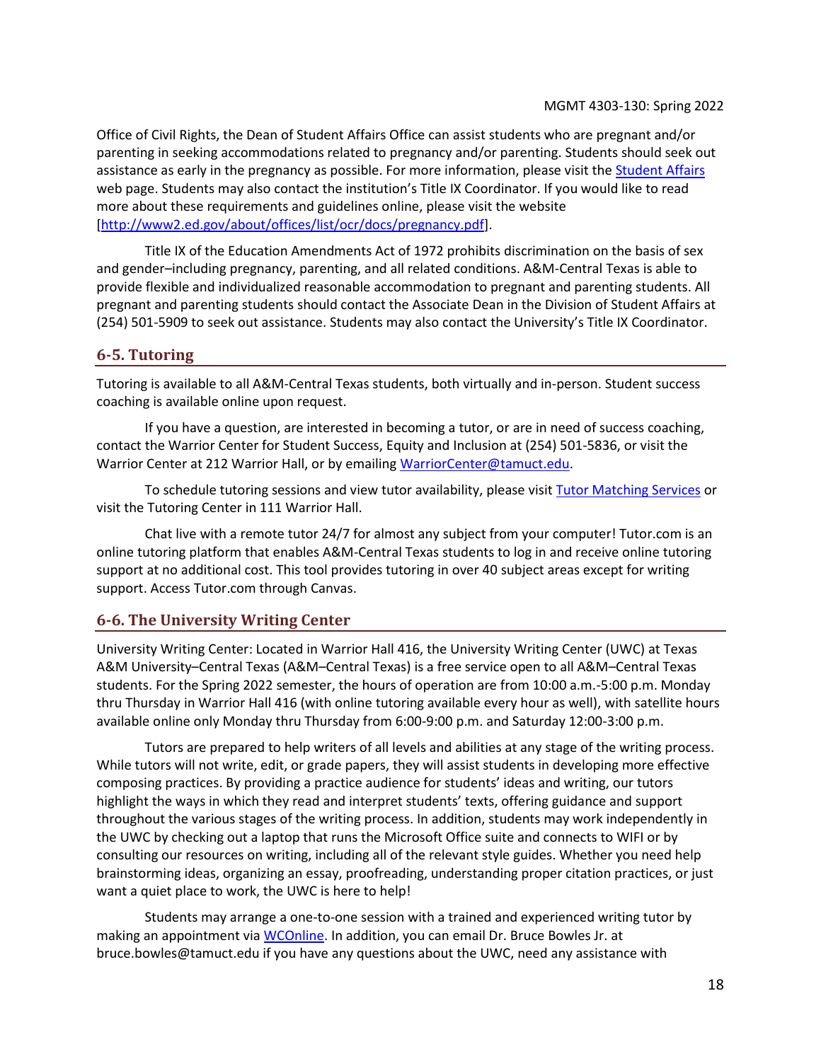Office of Civil Rights, the Dean of Student Affairs Office can assist students who are pregnant and/or parenting in seeking accommodations related to pregnancy and/or parenting. Students should seek out assistance as early in the pregnancy as possible. For more information, please visit the [Student Affairs](#) web page. Students may also contact the institution's Title IX Coordinator. If you would like to read more about these requirements and guidelines online, please visit the website [http://www2.ed.gov/about/offices/list/ocr/docs/pregnancy.pdf].

Title IX of the Education Amendments Act of 1972 prohibits discrimination on the basis of sex and gender–including pregnancy, parenting, and all related conditions. A&M-Central Texas is able to provide flexible and individualized reasonable accommodation to pregnant and parenting students. All pregnant and parenting students should contact the Associate Dean in the Division of Student Affairs at (254) 501-5909 to seek out assistance. Students may also contact the University's Title IX Coordinator.

## 6-5. Tutoring

Tutoring is available to all A&M-Central Texas students, both virtually and in-person. Student success coaching is available online upon request.

If you have a question, are interested in becoming a tutor, or are in need of success coaching, contact the Warrior Center for Student Success, Equity and Inclusion at (254) 501-5836, or visit the Warrior Center at 212 Warrior Hall, or by emailing WarriorCenter@tamuct.edu.

To schedule tutoring sessions and view tutor availability, please visit Tutor Matching Services or visit the Tutoring Center in 111 Warrior Hall.

Chat live with a remote tutor 24/7 for almost any subject from your computer! Tutor.com is an online tutoring platform that enables A&M-Central Texas students to log in and receive online tutoring support at no additional cost. This tool provides tutoring in over 40 subject areas except for writing support. Access Tutor.com through Canvas.

## 6-6. The University Writing Center

University Writing Center: Located in Warrior Hall 416, the University Writing Center (UWC) at Texas A&M University–Central Texas (A&M–Central Texas) is a free service open to all A&M–Central Texas students. For the Spring 2022 semester, the hours of operation are from 10:00 a.m.-5:00 p.m. Monday thru Thursday in Warrior Hall 416 (with online tutoring available every hour as well), with satellite hours available online only Monday thru Thursday from 6:00-9:00 p.m. and Saturday 12:00-3:00 p.m.

Tutors are prepared to help writers of all levels and abilities at any stage of the writing process. While tutors will not write, edit, or grade papers, they will assist students in developing more effective composing practices. By providing a practice audience for students' ideas and writing, our tutors highlight the ways in which they read and interpret students' texts, offering guidance and support throughout the various stages of the writing process. In addition, students may work independently in the UWC by checking out a laptop that runs the Microsoft Office suite and connects to WIFI or by consulting our resources on writing, including all of the relevant style guides. Whether you need help brainstorming ideas, organizing an essay, proofreading, understanding proper citation practices, or just want a quiet place to work, the UWC is here to help!

Students may arrange a one-to-one session with a trained and experienced writing tutor by making an appointment via WCOnline. In addition, you can email Dr. Bruce Bowles Jr. at bruce.bowles@tamuct.edu if you have any questions about the UWC, need any assistance with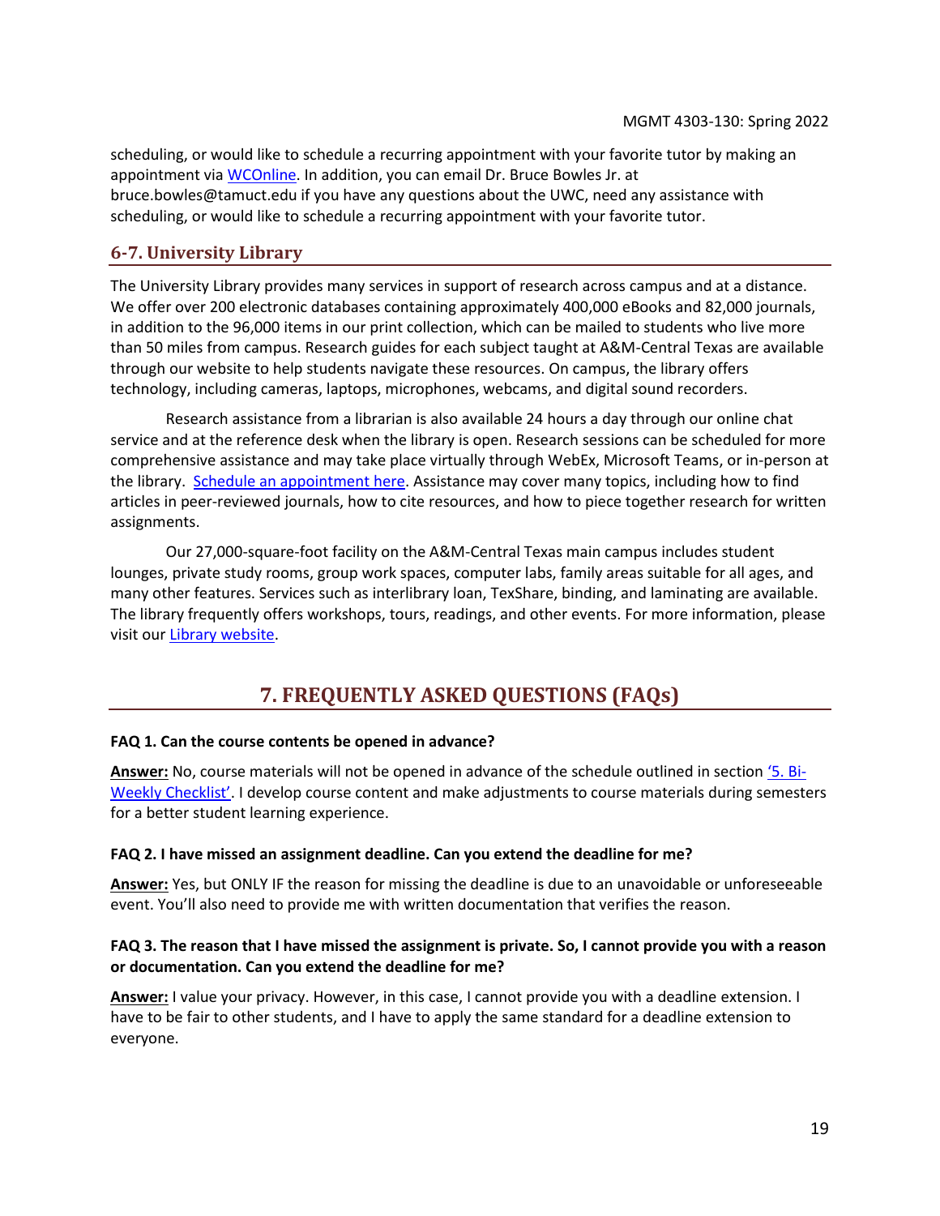scheduling, or would like to schedule a recurring appointment with your favorite tutor by making an appointment via [WCOnline](). In addition, you can email Dr. Bruce Bowles Jr. at bruce.bowles@tamuct.edu if you have any questions about the UWC, need any assistance with scheduling, or would like to schedule a recurring appointment with your favorite tutor.

### 6-7. University Library

The University Library provides many services in support of research across campus and at a distance. We offer over 200 electronic databases containing approximately 400,000 eBooks and 82,000 journals, in addition to the 96,000 items in our print collection, which can be mailed to students who live more than 50 miles from campus. Research guides for each subject taught at A&M-Central Texas are available through our website to help students navigate these resources. On campus, the library offers technology, including cameras, laptops, microphones, webcams, and digital sound recorders.

Research assistance from a librarian is also available 24 hours a day through our online chat service and at the reference desk when the library is open. Research sessions can be scheduled for more comprehensive assistance and may take place virtually through WebEx, Microsoft Teams, or in-person at the library. [Schedule an appointment here](). Assistance may cover many topics, including how to find articles in peer-reviewed journals, how to cite resources, and how to piece together research for written assignments.

Our 27,000-square-foot facility on the A&M-Central Texas main campus includes student lounges, private study rooms, group work spaces, computer labs, family areas suitable for all ages, and many other features. Services such as interlibrary loan, TexShare, binding, and laminating are available. The library frequently offers workshops, tours, readings, and other events. For more information, please visit our [Library website]().

## 7. FREQUENTLY ASKED QUESTIONS (FAQs)

**FAQ 1. Can the course contents be opened in advance?**

**Answer:** No, course materials will not be opened in advance of the schedule outlined in section ['5. Bi-Weekly Checklist'](). I develop course content and make adjustments to course materials during semesters for a better student learning experience.

**FAQ 2. I have missed an assignment deadline. Can you extend the deadline for me?**

**Answer:** Yes, but ONLY IF the reason for missing the deadline is due to an unavoidable or unforeseeable event. You'll also need to provide me with written documentation that verifies the reason.

**FAQ 3. The reason that I have missed the assignment is private. So, I cannot provide you with a reason or documentation. Can you extend the deadline for me?**

**Answer:** I value your privacy. However, in this case, I cannot provide you with a deadline extension. I have to be fair to other students, and I have to apply the same standard for a deadline extension to everyone.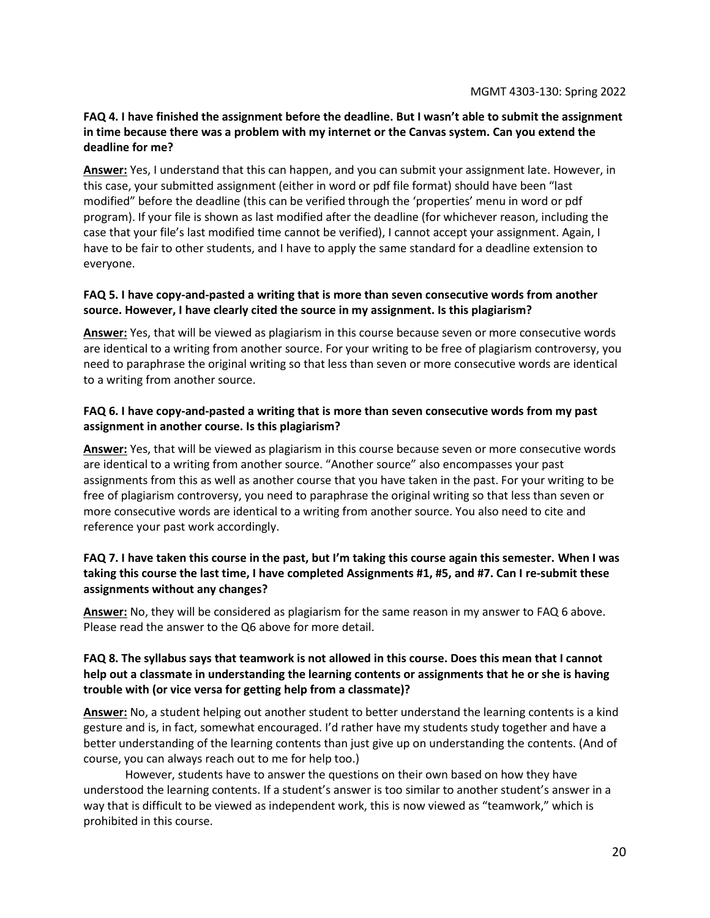**FAQ 4. I have finished the assignment before the deadline. But I wasn't able to submit the assignment in time because there was a problem with my internet or the Canvas system. Can you extend the deadline for me?**

**<u>Answer:</u>** Yes, I understand that this can happen, and you can submit your assignment late. However, in this case, your submitted assignment (either in word or pdf file format) should have been "last modified" before the deadline (this can be verified through the 'properties' menu in word or pdf program). If your file is shown as last modified after the deadline (for whichever reason, including the case that your file's last modified time cannot be verified), I cannot accept your assignment. Again, I have to be fair to other students, and I have to apply the same standard for a deadline extension to everyone.

**FAQ 5. I have copy-and-pasted a writing that is more than seven consecutive words from another source. However, I have clearly cited the source in my assignment. Is this plagiarism?**

**<u>Answer:</u>** Yes, that will be viewed as plagiarism in this course because seven or more consecutive words are identical to a writing from another source. For your writing to be free of plagiarism controversy, you need to paraphrase the original writing so that less than seven or more consecutive words are identical to a writing from another source.

**FAQ 6. I have copy-and-pasted a writing that is more than seven consecutive words from my past assignment in another course. Is this plagiarism?**

**<u>Answer:</u>** Yes, that will be viewed as plagiarism in this course because seven or more consecutive words are identical to a writing from another source. "Another source" also encompasses your past assignments from this as well as another course that you have taken in the past. For your writing to be free of plagiarism controversy, you need to paraphrase the original writing so that less than seven or more consecutive words are identical to a writing from another source. You also need to cite and reference your past work accordingly.

**FAQ 7. I have taken this course in the past, but I'm taking this course again this semester. When I was taking this course the last time, I have completed Assignments #1, #5, and #7. Can I re-submit these assignments without any changes?**

**<u>Answer:</u>** No, they will be considered as plagiarism for the same reason in my answer to FAQ 6 above. Please read the answer to the Q6 above for more detail.

**FAQ 8. The syllabus says that teamwork is not allowed in this course. Does this mean that I cannot help out a classmate in understanding the learning contents or assignments that he or she is having trouble with (or vice versa for getting help from a classmate)?**

**<u>Answer:</u>** No, a student helping out another student to better understand the learning contents is a kind gesture and is, in fact, somewhat encouraged. I'd rather have my students study together and have a better understanding of the learning contents than just give up on understanding the contents. (And of course, you can always reach out to me for help too.)

However, students have to answer the questions on their own based on how they have understood the learning contents. If a student's answer is too similar to another student's answer in a way that is difficult to be viewed as independent work, this is now viewed as "teamwork," which is prohibited in this course.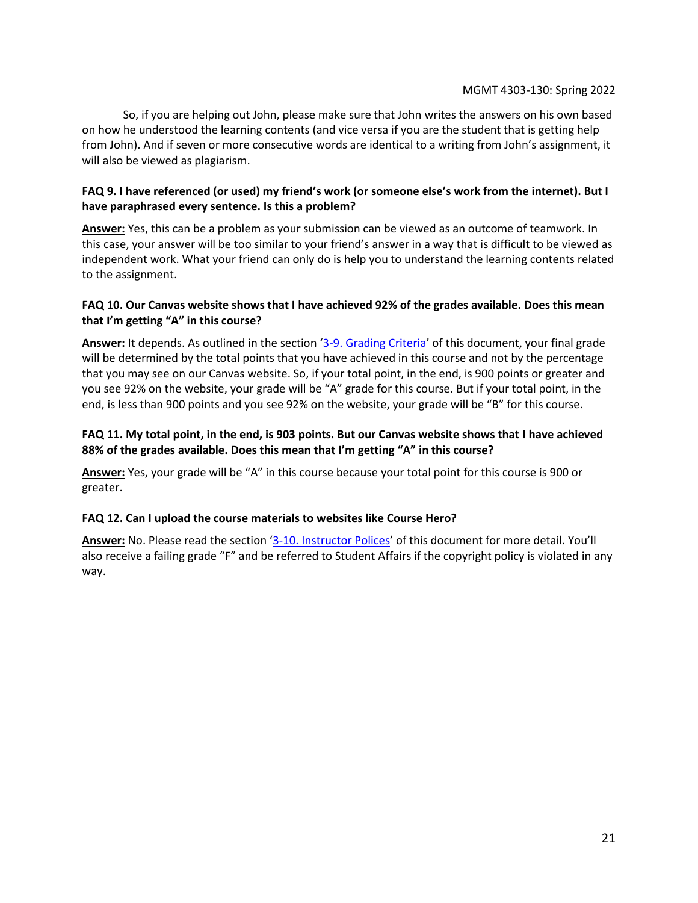So, if you are helping out John, please make sure that John writes the answers on his own based on how he understood the learning contents (and vice versa if you are the student that is getting help from John). And if seven or more consecutive words are identical to a writing from John's assignment, it will also be viewed as plagiarism.

**FAQ 9. I have referenced (or used) my friend's work (or someone else's work from the internet). But I have paraphrased every sentence. Is this a problem?**

**Answer:** Yes, this can be a problem as your submission can be viewed as an outcome of teamwork. In this case, your answer will be too similar to your friend's answer in a way that is difficult to be viewed as independent work. What your friend can only do is help you to understand the learning contents related to the assignment.

**FAQ 10. Our Canvas website shows that I have achieved 92% of the grades available. Does this mean that I'm getting "A" in this course?**

**Answer:** It depends. As outlined in the section '3-9. Grading Criteria' of this document, your final grade will be determined by the total points that you have achieved in this course and not by the percentage that you may see on our Canvas website. So, if your total point, in the end, is 900 points or greater and you see 92% on the website, your grade will be "A" grade for this course. But if your total point, in the end, is less than 900 points and you see 92% on the website, your grade will be "B" for this course.

**FAQ 11. My total point, in the end, is 903 points. But our Canvas website shows that I have achieved 88% of the grades available. Does this mean that I'm getting "A" in this course?**

**Answer:** Yes, your grade will be "A" in this course because your total point for this course is 900 or greater.

**FAQ 12. Can I upload the course materials to websites like Course Hero?**

**Answer:** No. Please read the section '3-10. Instructor Polices' of this document for more detail. You'll also receive a failing grade "F" and be referred to Student Affairs if the copyright policy is violated in any way.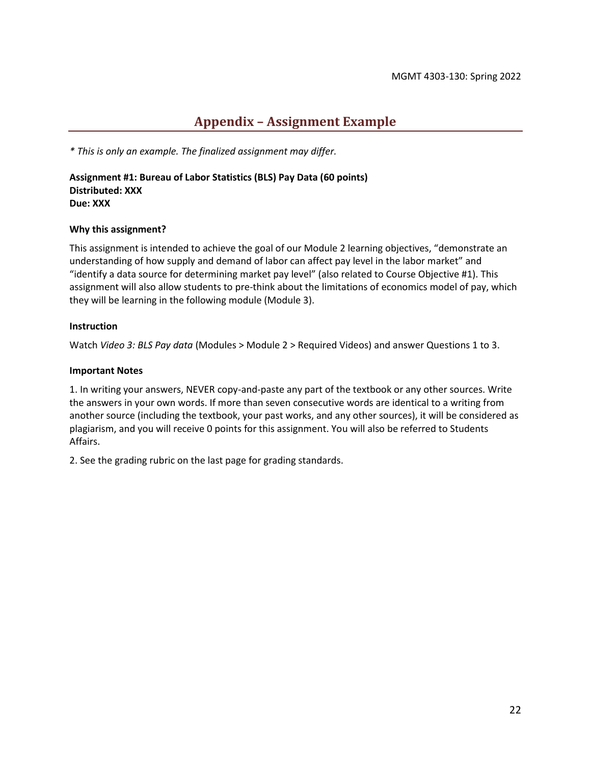## Appendix – Assignment Example

*\* This is only an example. The finalized assignment may differ.*

**Assignment #1: Bureau of Labor Statistics (BLS) Pay Data (60 points)**
**Distributed: XXX**
**Due: XXX**

**Why this assignment?**

This assignment is intended to achieve the goal of our Module 2 learning objectives, "demonstrate an understanding of how supply and demand of labor can affect pay level in the labor market" and "identify a data source for determining market pay level" (also related to Course Objective #1). This assignment will also allow students to pre-think about the limitations of economics model of pay, which they will be learning in the following module (Module 3).

**Instruction**

Watch *Video 3: BLS Pay data* (Modules > Module 2 > Required Videos) and answer Questions 1 to 3.

**Important Notes**

1. In writing your answers, NEVER copy-and-paste any part of the textbook or any other sources. Write the answers in your own words. If more than seven consecutive words are identical to a writing from another source (including the textbook, your past works, and any other sources), it will be considered as plagiarism, and you will receive 0 points for this assignment. You will also be referred to Students Affairs.

2. See the grading rubric on the last page for grading standards.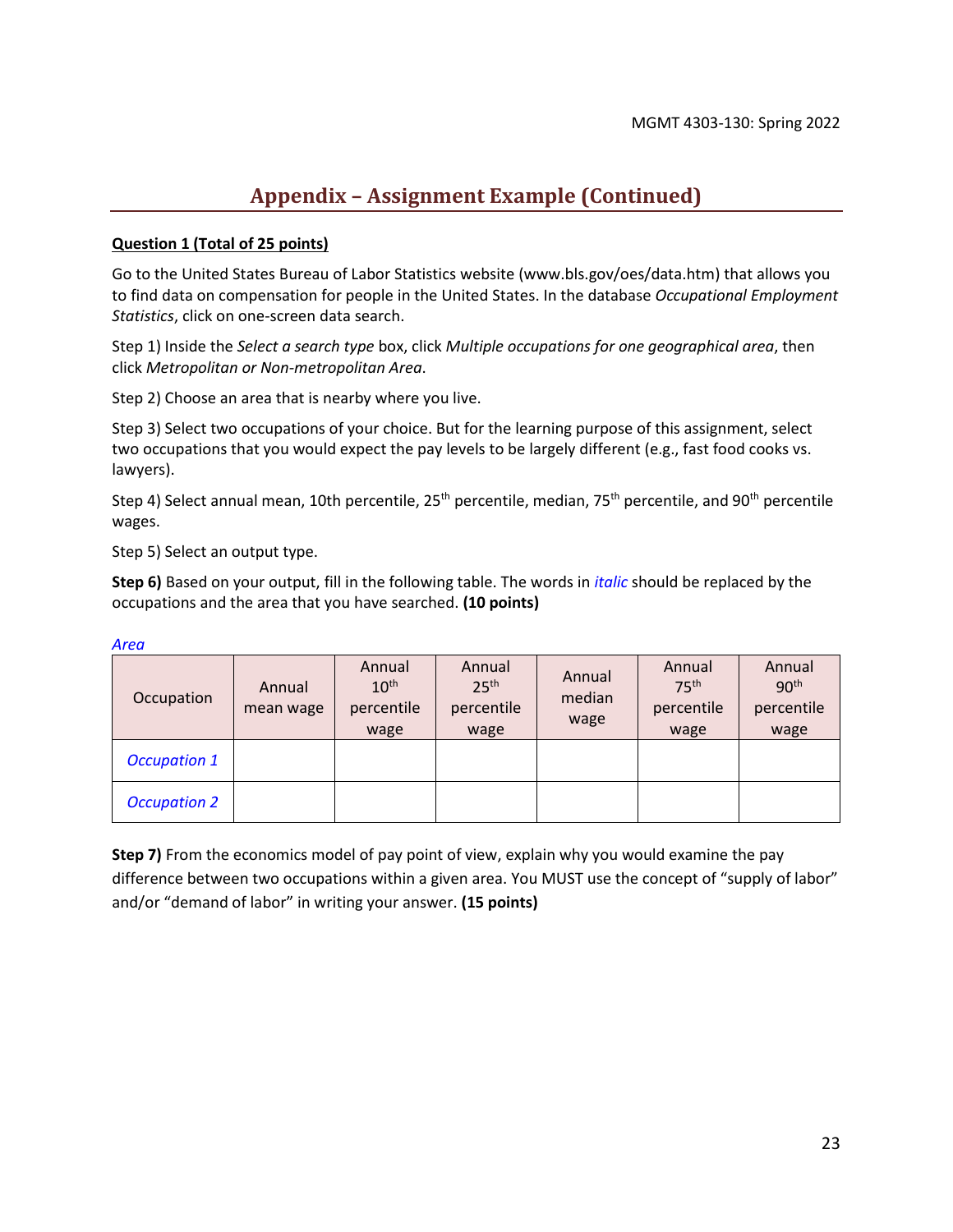## Appendix – Assignment Example (Continued)

**Question 1 (Total of 25 points)**

Go to the United States Bureau of Labor Statistics website (www.bls.gov/oes/data.htm) that allows you to find data on compensation for people in the United States. In the database *Occupational Employment Statistics*, click on one-screen data search.

Step 1) Inside the *Select a search type* box, click *Multiple occupations for one geographical area*, then click *Metropolitan or Non-metropolitan Area*.

Step 2) Choose an area that is nearby where you live.

Step 3) Select two occupations of your choice. But for the learning purpose of this assignment, select two occupations that you would expect the pay levels to be largely different (e.g., fast food cooks vs. lawyers).

Step 4) Select annual mean, 10th percentile, 25th percentile, median, 75th percentile, and 90th percentile wages.

Step 5) Select an output type.

**Step 6)** Based on your output, fill in the following table. The words in *italic* should be replaced by the occupations and the area that you have searched. **(10 points)**

*Area*

| Occupation | Annual mean wage | Annual 10th percentile wage | Annual 25th percentile wage | Annual median wage | Annual 75th percentile wage | Annual 90th percentile wage |
|---|---|---|---|---|---|---|
| *Occupation 1* | | | | | | |
| *Occupation 2* | | | | | | |

**Step 7)** From the economics model of pay point of view, explain why you would examine the pay difference between two occupations within a given area. You MUST use the concept of "supply of labor" and/or "demand of labor" in writing your answer. **(15 points)**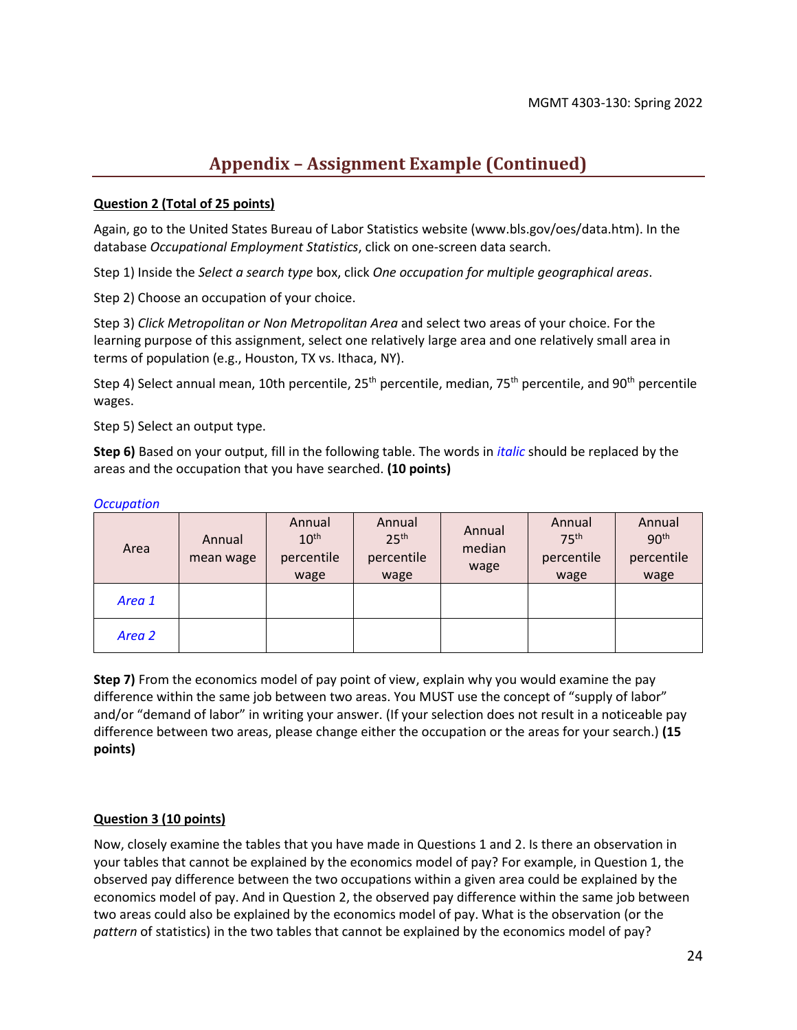## Appendix – Assignment Example (Continued)

**Question 2 (Total of 25 points)**

Again, go to the United States Bureau of Labor Statistics website (www.bls.gov/oes/data.htm). In the database *Occupational Employment Statistics*, click on one-screen data search.

Step 1) Inside the *Select a search type* box, click *One occupation for multiple geographical areas*.

Step 2) Choose an occupation of your choice.

Step 3) *Click Metropolitan or Non Metropolitan Area* and select two areas of your choice. For the learning purpose of this assignment, select one relatively large area and one relatively small area in terms of population (e.g., Houston, TX vs. Ithaca, NY).

Step 4) Select annual mean, 10th percentile, 25th percentile, median, 75th percentile, and 90th percentile wages.

Step 5) Select an output type.

**Step 6)** Based on your output, fill in the following table. The words in *italic* should be replaced by the areas and the occupation that you have searched. **(10 points)**

*Occupation*

| Area | Annual mean wage | Annual 10th percentile wage | Annual 25th percentile wage | Annual median wage | Annual 75th percentile wage | Annual 90th percentile wage |
|---|---|---|---|---|---|---|
| *Area 1* | | | | | | |
| *Area 2* | | | | | | |

**Step 7)** From the economics model of pay point of view, explain why you would examine the pay difference within the same job between two areas. You MUST use the concept of "supply of labor" and/or "demand of labor" in writing your answer. (If your selection does not result in a noticeable pay difference between two areas, please change either the occupation or the areas for your search.) **(15 points)**

**Question 3 (10 points)**

Now, closely examine the tables that you have made in Questions 1 and 2. Is there an observation in your tables that cannot be explained by the economics model of pay? For example, in Question 1, the observed pay difference between the two occupations within a given area could be explained by the economics model of pay. And in Question 2, the observed pay difference within the same job between two areas could also be explained by the economics model of pay. What is the observation (or the *pattern* of statistics) in the two tables that cannot be explained by the economics model of pay?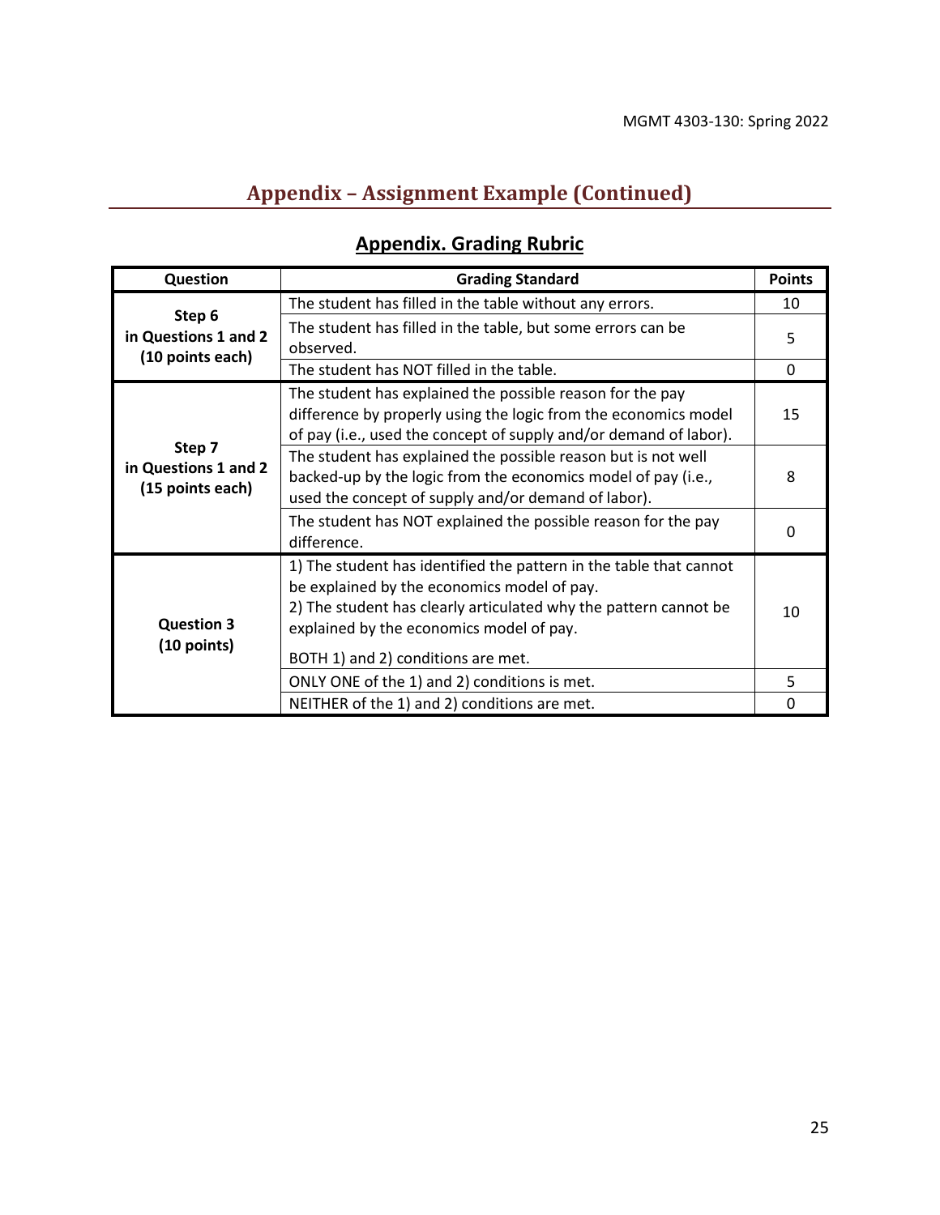## Appendix – Assignment Example (Continued)

### Appendix. Grading Rubric

| Question | Grading Standard | Points |
|---|---|---|
| **Step 6 in Questions 1 and 2 (10 points each)** | The student has filled in the table without any errors. | 10 |
| | The student has filled in the table, but some errors can be observed. | 5 |
| | The student has NOT filled in the table. | 0 |
| **Step 7 in Questions 1 and 2 (15 points each)** | The student has explained the possible reason for the pay difference by properly using the logic from the economics model of pay (i.e., used the concept of supply and/or demand of labor). | 15 |
| | The student has explained the possible reason but is not well backed-up by the logic from the economics model of pay (i.e., used the concept of supply and/or demand of labor). | 8 |
| | The student has NOT explained the possible reason for the pay difference. | 0 |
| **Question 3 (10 points)** | 1) The student has identified the pattern in the table that cannot be explained by the economics model of pay. 2) The student has clearly articulated why the pattern cannot be explained by the economics model of pay. BOTH 1) and 2) conditions are met. | 10 |
| | ONLY ONE of the 1) and 2) conditions is met. | 5 |
| | NEITHER of the 1) and 2) conditions are met. | 0 |